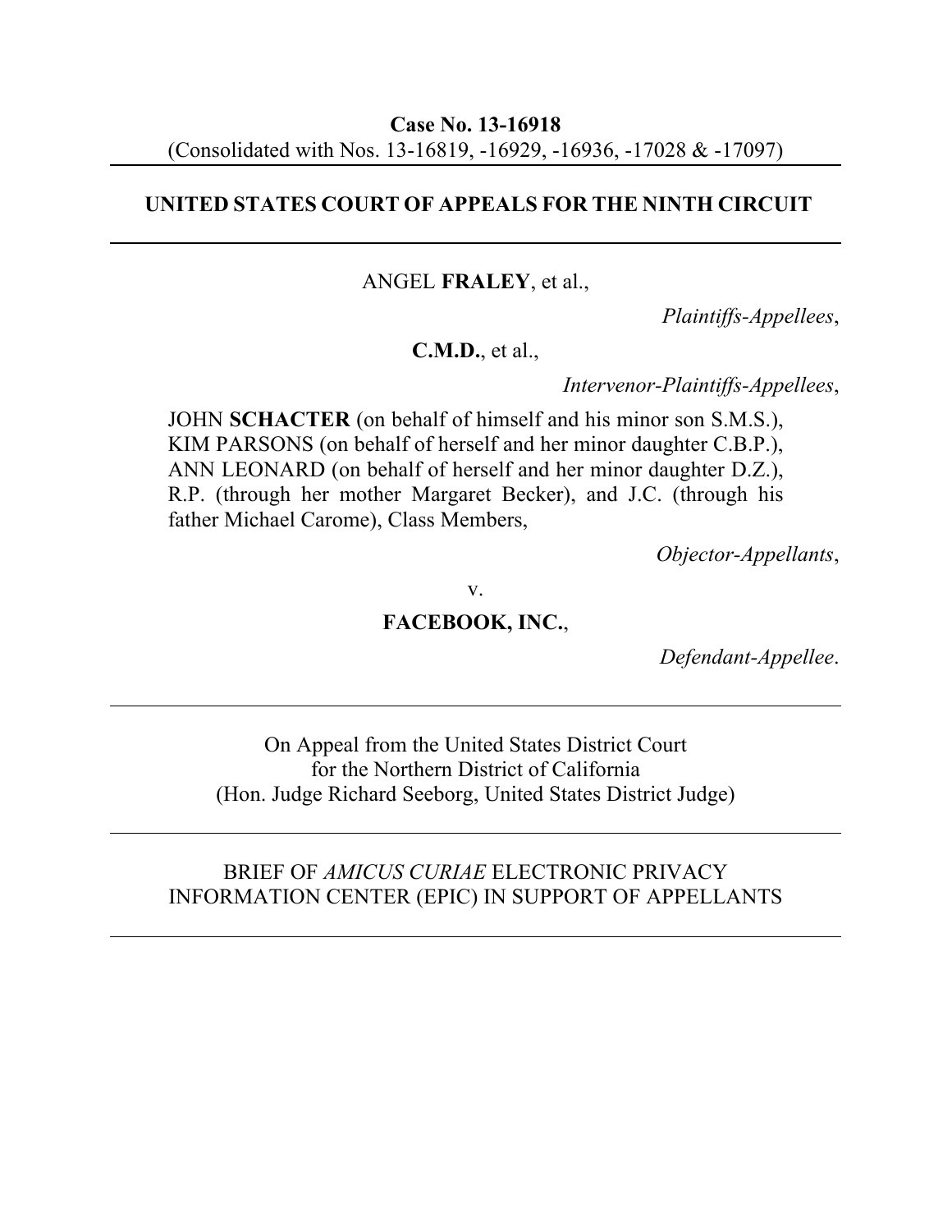**Case No. 13-16918**
(Consolidated with Nos. 13-16819, -16929, -16936, -17028 & -17097)

---

**UNITED STATES COURT OF APPEALS FOR THE NINTH CIRCUIT**

---

ANGEL **FRALEY**, et al.,

*Plaintiffs-Appellees*,

**C.M.D.**, et al.,

*Intervenor-Plaintiffs-Appellees*,

JOHN **SCHACTER** (on behalf of himself and his minor son S.M.S.), KIM PARSONS (on behalf of herself and her minor daughter C.B.P.), ANN LEONARD (on behalf of herself and her minor daughter D.Z.), R.P. (through her mother Margaret Becker), and J.C. (through his father Michael Carome), Class Members,

*Objector-Appellants*,

v.

**FACEBOOK, INC.**,

*Defendant-Appellee*.

---

On Appeal from the United States District Court
for the Northern District of California
(Hon. Judge Richard Seeborg, United States District Judge)

---

BRIEF OF *AMICUS CURIAE* ELECTRONIC PRIVACY INFORMATION CENTER (EPIC) IN SUPPORT OF APPELLANTS

---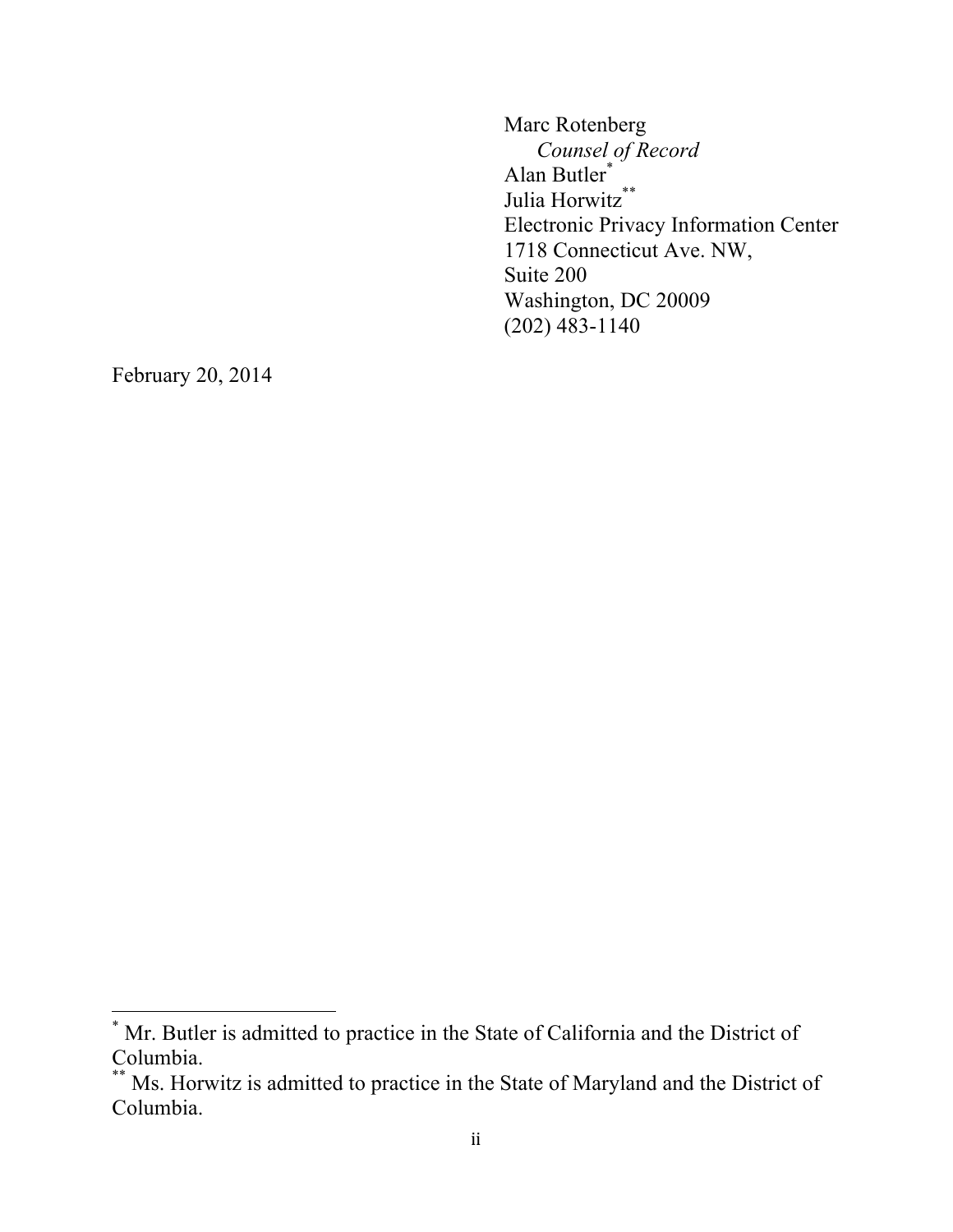Marc Rotenberg
*Counsel of Record*
Alan Butler[*]
Julia Horwitz[**]
Electronic Privacy Information Center
1718 Connecticut Ave. NW,
Suite 200
Washington, DC 20009
(202) 483-1140

February 20, 2014

---

[*] Mr. Butler is admitted to practice in the State of California and the District of Columbia.

[**] Ms. Horwitz is admitted to practice in the State of Maryland and the District of Columbia.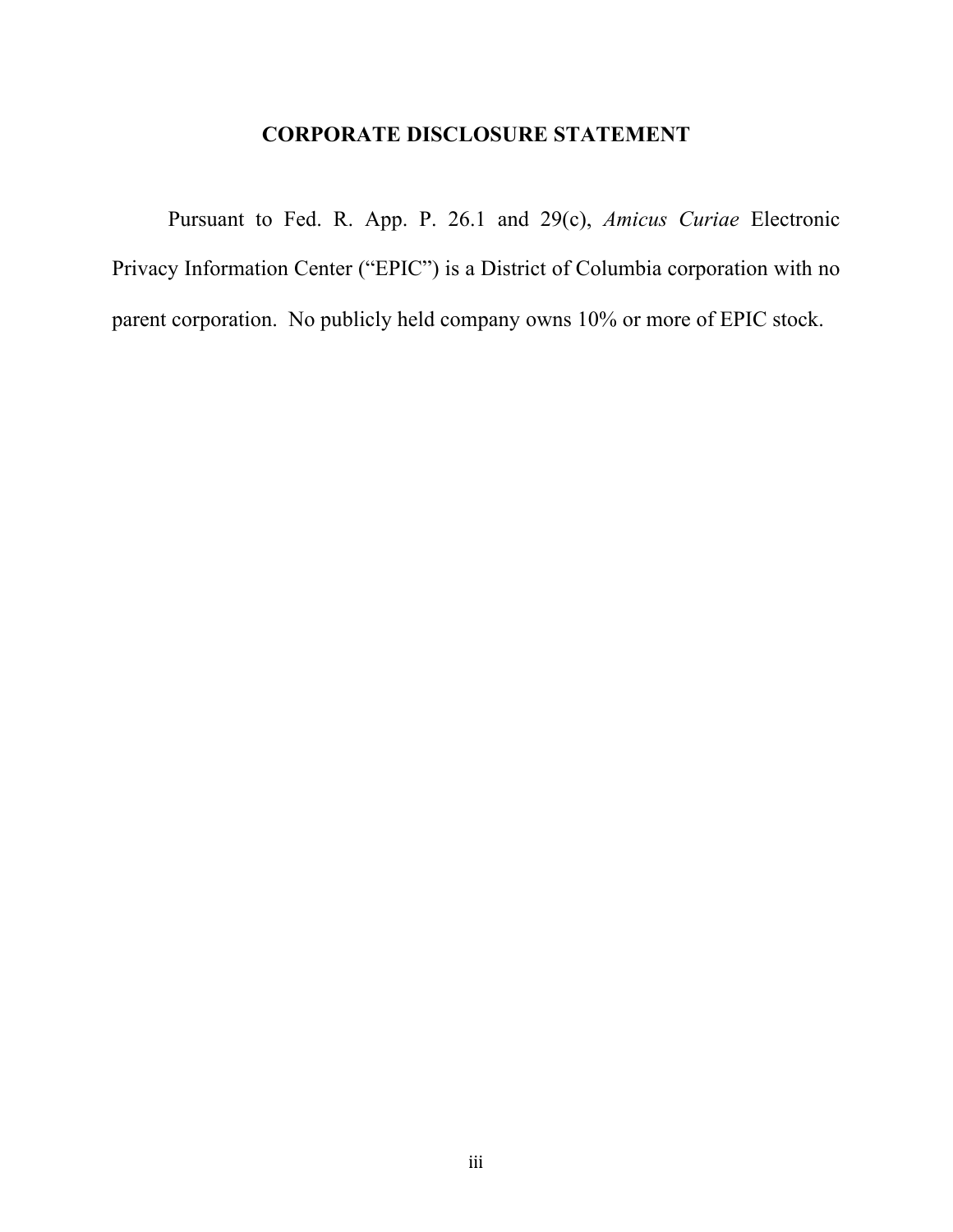## CORPORATE DISCLOSURE STATEMENT

Pursuant to Fed. R. App. P. 26.1 and 29(c), *Amicus Curiae* Electronic Privacy Information Center ("EPIC") is a District of Columbia corporation with no parent corporation. No publicly held company owns 10% or more of EPIC stock.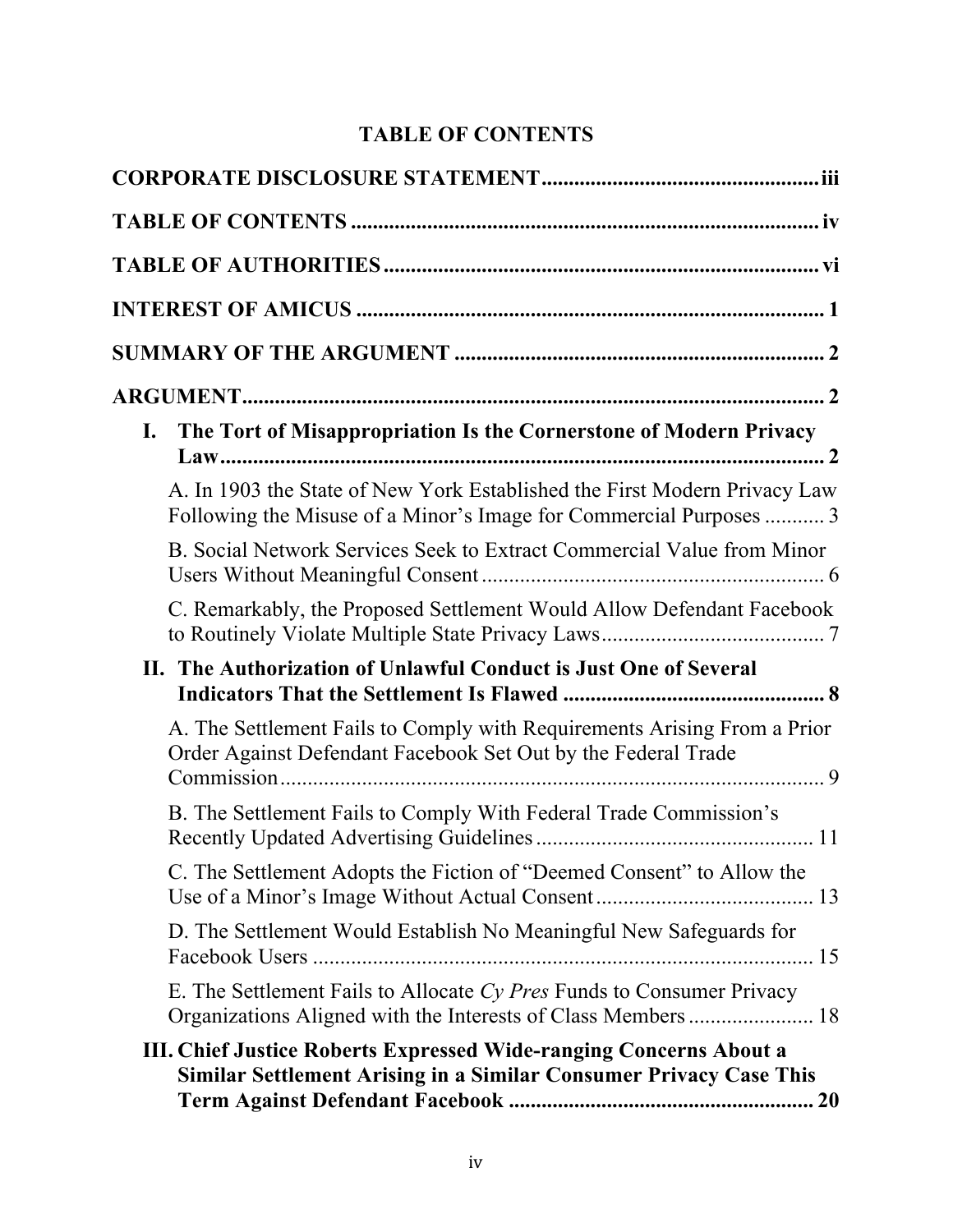# TABLE OF CONTENTS

**CORPORATE DISCLOSURE STATEMENT** .................................................. **iii**

**TABLE OF CONTENTS** ...................................................................................... **iv**

**TABLE OF AUTHORITIES** ............................................................................... **vi**

**INTEREST OF AMICUS** ..................................................................................... **1**

**SUMMARY OF THE ARGUMENT** ................................................................... **2**

**ARGUMENT** ........................................................................................................... **2**

**I. The Tort of Misappropriation Is the Cornerstone of Modern Privacy Law** ............................................................................................................... **2**

A. In 1903 the State of New York Established the First Modern Privacy Law Following the Misuse of a Minor's Image for Commercial Purposes ........... 3

B. Social Network Services Seek to Extract Commercial Value from Minor Users Without Meaningful Consent ............................................................... 6

C. Remarkably, the Proposed Settlement Would Allow Defendant Facebook to Routinely Violate Multiple State Privacy Laws ......................................... 7

**II. The Authorization of Unlawful Conduct is Just One of Several Indicators That the Settlement Is Flawed** ................................................ **8**

A. The Settlement Fails to Comply with Requirements Arising From a Prior Order Against Defendant Facebook Set Out by the Federal Trade Commission ..................................................................................................... 9

B. The Settlement Fails to Comply With Federal Trade Commission's Recently Updated Advertising Guidelines .................................................. 11

C. The Settlement Adopts the Fiction of "Deemed Consent" to Allow the Use of a Minor's Image Without Actual Consent ........................................ 13

D. The Settlement Would Establish No Meaningful New Safeguards for Facebook Users ............................................................................................ 15

E. The Settlement Fails to Allocate *Cy Pres* Funds to Consumer Privacy Organizations Aligned with the Interests of Class Members ....................... 18

**III. Chief Justice Roberts Expressed Wide-ranging Concerns About a Similar Settlement Arising in a Similar Consumer Privacy Case This Term Against Defendant Facebook** ........................................................ **20**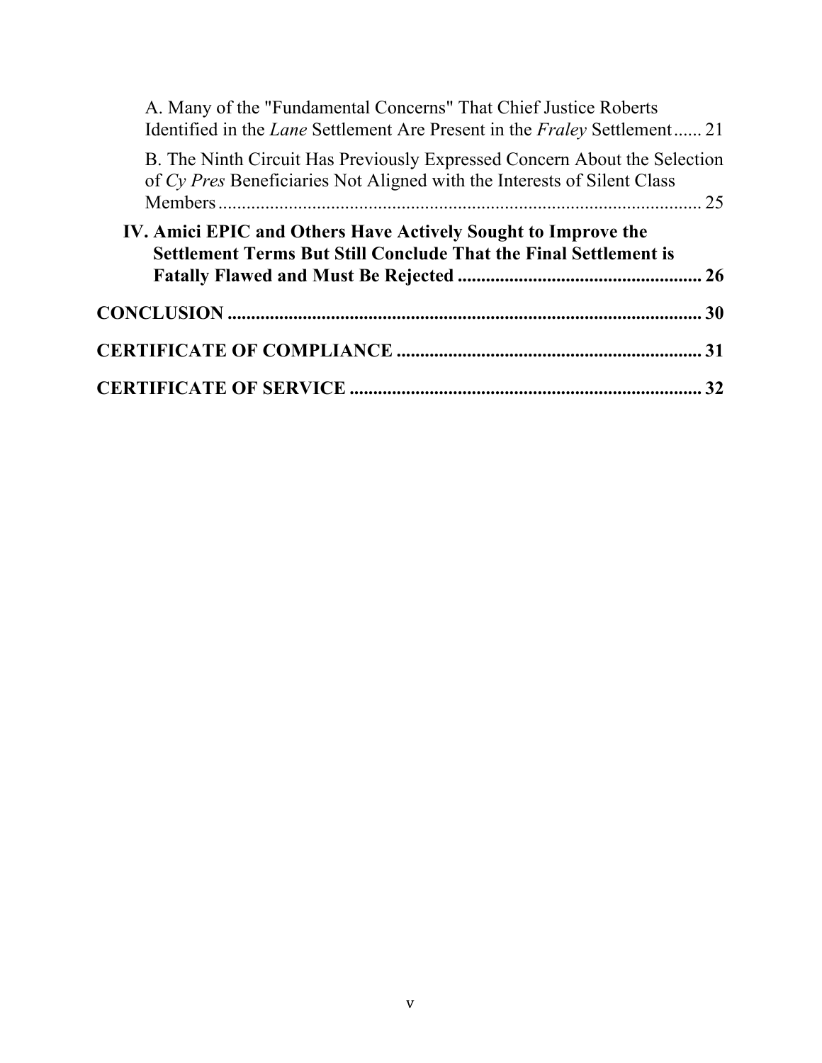A. Many of the "Fundamental Concerns" That Chief Justice Roberts Identified in the *Lane* Settlement Are Present in the *Fraley* Settlement ...... 21

B. The Ninth Circuit Has Previously Expressed Concern About the Selection of *Cy Pres* Beneficiaries Not Aligned with the Interests of Silent Class Members ........................................................................................ 25

**IV. Amici EPIC and Others Have Actively Sought to Improve the Settlement Terms But Still Conclude That the Final Settlement is Fatally Flawed and Must Be Rejected .................................................... 26**

**CONCLUSION ...................................................................................... 30**

**CERTIFICATE OF COMPLIANCE ................................................................. 31**

**CERTIFICATE OF SERVICE ........................................................................... 32**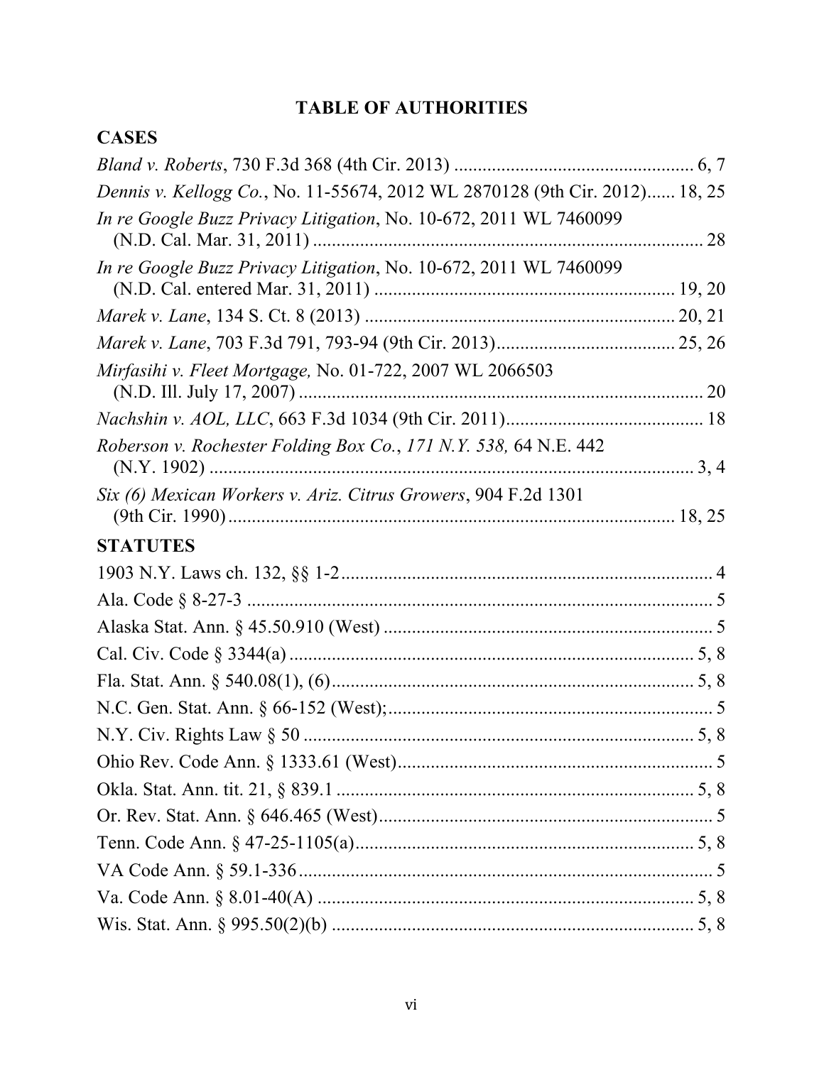# TABLE OF AUTHORITIES

## CASES

*Bland v. Roberts*, 730 F.3d 368 (4th Cir. 2013) .................................................... 6, 7

*Dennis v. Kellogg Co.*, No. 11-55674, 2012 WL 2870128 (9th Cir. 2012)...... 18, 25

*In re Google Buzz Privacy Litigation*, No. 10-672, 2011 WL 7460099 (N.D. Cal. Mar. 31, 2011) .................................................................................. 28

*In re Google Buzz Privacy Litigation*, No. 10-672, 2011 WL 7460099 (N.D. Cal. entered Mar. 31, 2011) ............................................................... 19, 20

*Marek v. Lane*, 134 S. Ct. 8 (2013) ............................................................... 20, 21

*Marek v. Lane*, 703 F.3d 791, 793-94 (9th Cir. 2013)...................................... 25, 26

*Mirfasihi v. Fleet Mortgage,* No. 01-722, 2007 WL 2066503 (N.D. Ill. July 17, 2007) ...................................................................................... 20

*Nachshin v. AOL, LLC*, 663 F.3d 1034 (9th Cir. 2011).......................................... 18

*Roberson v. Rochester Folding Box Co.*, *171 N.Y. 538,* 64 N.E. 442 (N.Y. 1902) ....................................................................................................... 3, 4

*Six (6) Mexican Workers v. Ariz. Citrus Growers*, 904 F.2d 1301 (9th Cir. 1990) ..................................................................................................... 18, 25

## STATUTES

1903 N.Y. Laws ch. 132, §§ 1-2............................................................................... 4

Ala. Code § 8-27-3 .................................................................................................... 5

Alaska Stat. Ann. § 45.50.910 (West) ...................................................................... 5

Cal. Civ. Code § 3344(a) ....................................................................................... 5, 8

Fla. Stat. Ann. § 540.08(1), (6).............................................................................. 5, 8

N.C. Gen. Stat. Ann. § 66-152 (West);..................................................................... 5

N.Y. Civ. Rights Law § 50 .................................................................................... 5, 8

Ohio Rev. Code Ann. § 1333.61 (West)................................................................... 5

Okla. Stat. Ann. tit. 21, § 839.1 ............................................................................ 5, 8

Or. Rev. Stat. Ann. § 646.465 (West)....................................................................... 5

Tenn. Code Ann. § 47-25-1105(a)......................................................................... 5, 8

VA Code Ann. § 59.1-336 ........................................................................................ 5

Va. Code Ann. § 8.01-40(A) ................................................................................. 5, 8

Wis. Stat. Ann. § 995.50(2)(b) ............................................................................. 5, 8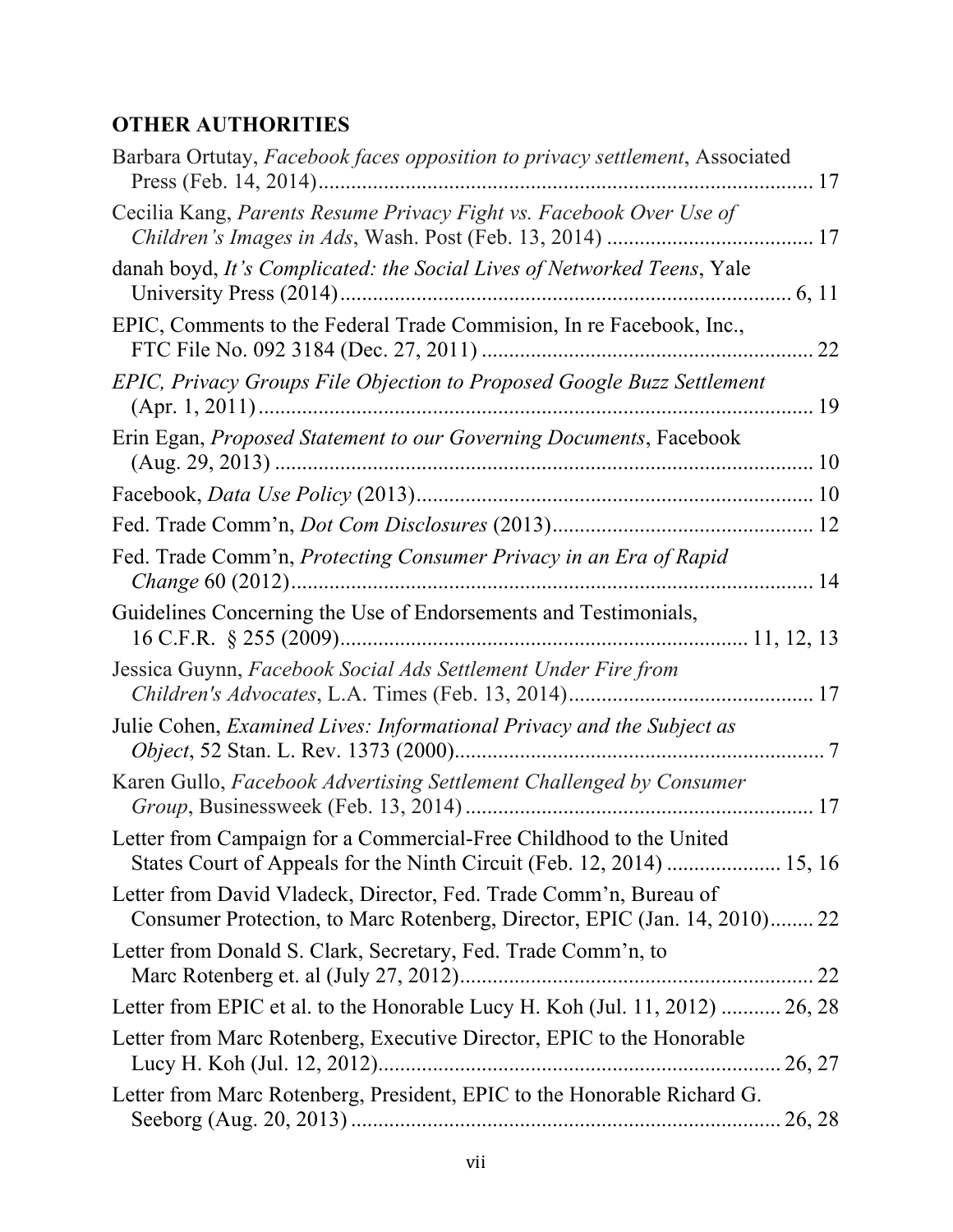## OTHER AUTHORITIES

Barbara Ortutay, *Facebook faces opposition to privacy settlement*, Associated Press (Feb. 14, 2014) ........................................................................................ 17

Cecilia Kang, *Parents Resume Privacy Fight vs. Facebook Over Use of Children's Images in Ads*, Wash. Post (Feb. 13, 2014) ...................................... 17

danah boyd, *It's Complicated: the Social Lives of Networked Teens*, Yale University Press (2014)................................................................................... 6, 11

EPIC, Comments to the Federal Trade Commision, In re Facebook, Inc., FTC File No. 092 3184 (Dec. 27, 2011) ............................................................ 22

*EPIC, Privacy Groups File Objection to Proposed Google Buzz Settlement* (Apr. 1, 2011)...................................................................................................... 19

Erin Egan, *Proposed Statement to our Governing Documents*, Facebook (Aug. 29, 2013) ................................................................................................... 10

Facebook, *Data Use Policy* (2013)........................................................................ 10

Fed. Trade Comm'n, *Dot Com Disclosures* (2013)................................................ 12

Fed. Trade Comm'n, *Protecting Consumer Privacy in an Era of Rapid Change* 60 (2012)................................................................................................ 14

Guidelines Concerning the Use of Endorsements and Testimonials, 16 C.F.R. § 255 (2009)......................................................................... 11, 12, 13

Jessica Guynn, *Facebook Social Ads Settlement Under Fire from Children's Advocates*, L.A. Times (Feb. 13, 2014)............................................ 17

Julie Cohen, *Examined Lives: Informational Privacy and the Subject as Object*, 52 Stan. L. Rev. 1373 (2000)................................................................... 7

Karen Gullo, *Facebook Advertising Settlement Challenged by Consumer Group*, Businessweek (Feb. 13, 2014) ................................................................ 17

Letter from Campaign for a Commercial-Free Childhood to the United States Court of Appeals for the Ninth Circuit (Feb. 12, 2014) ..................... 15, 16

Letter from David Vladeck, Director, Fed. Trade Comm'n, Bureau of Consumer Protection, to Marc Rotenberg, Director, EPIC (Jan. 14, 2010)........ 22

Letter from Donald S. Clark, Secretary, Fed. Trade Comm'n, to Marc Rotenberg et. al (July 27, 2012)................................................................ 22

Letter from EPIC et al. to the Honorable Lucy H. Koh (Jul. 11, 2012) ........... 26, 28

Letter from Marc Rotenberg, Executive Director, EPIC to the Honorable Lucy H. Koh (Jul. 12, 2012)......................................................................... 26, 27

Letter from Marc Rotenberg, President, EPIC to the Honorable Richard G. Seeborg (Aug. 20, 2013) ............................................................................... 26, 28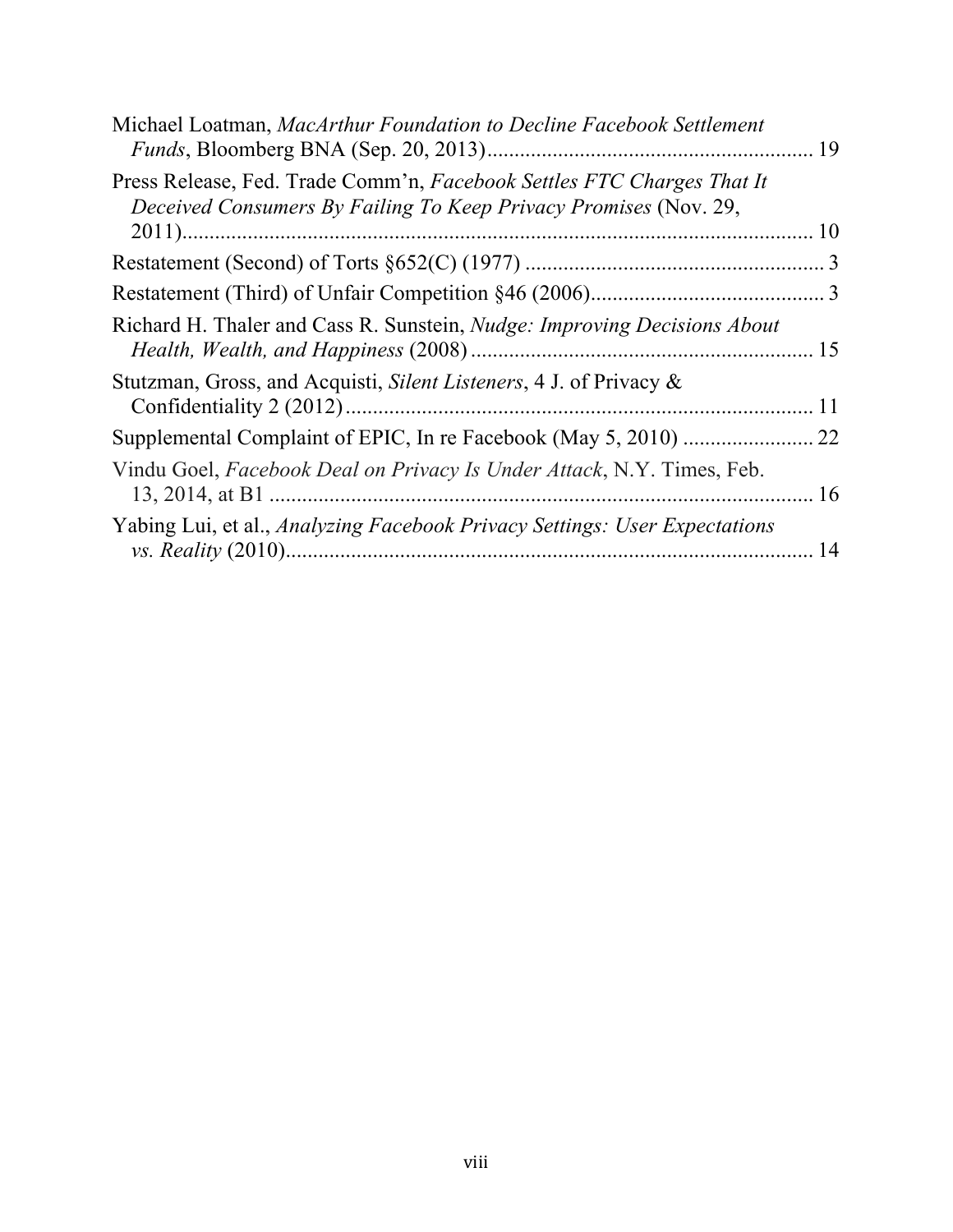Michael Loatman, *MacArthur Foundation to Decline Facebook Settlement Funds*, Bloomberg BNA (Sep. 20, 2013) ........................................................... 19

Press Release, Fed. Trade Comm'n, *Facebook Settles FTC Charges That It Deceived Consumers By Failing To Keep Privacy Promises* (Nov. 29, 2011) ........................................................................................................ 10

Restatement (Second) of Torts §652(C) (1977) ....................................................... 3

Restatement (Third) of Unfair Competition §46 (2006) ........................................... 3

Richard H. Thaler and Cass R. Sunstein, *Nudge: Improving Decisions About Health, Wealth, and Happiness* (2008) .............................................................. 15

Stutzman, Gross, and Acquisti, *Silent Listeners*, 4 J. of Privacy & Confidentiality 2 (2012) ...................................................................................... 11

Supplemental Complaint of EPIC, In re Facebook (May 5, 2010) ........................ 22

Vindu Goel, *Facebook Deal on Privacy Is Under Attack*, N.Y. Times, Feb. 13, 2014, at B1 .................................................................................................. 16

Yabing Lui, et al., *Analyzing Facebook Privacy Settings: User Expectations vs. Reality* (2010) ................................................................................................ 14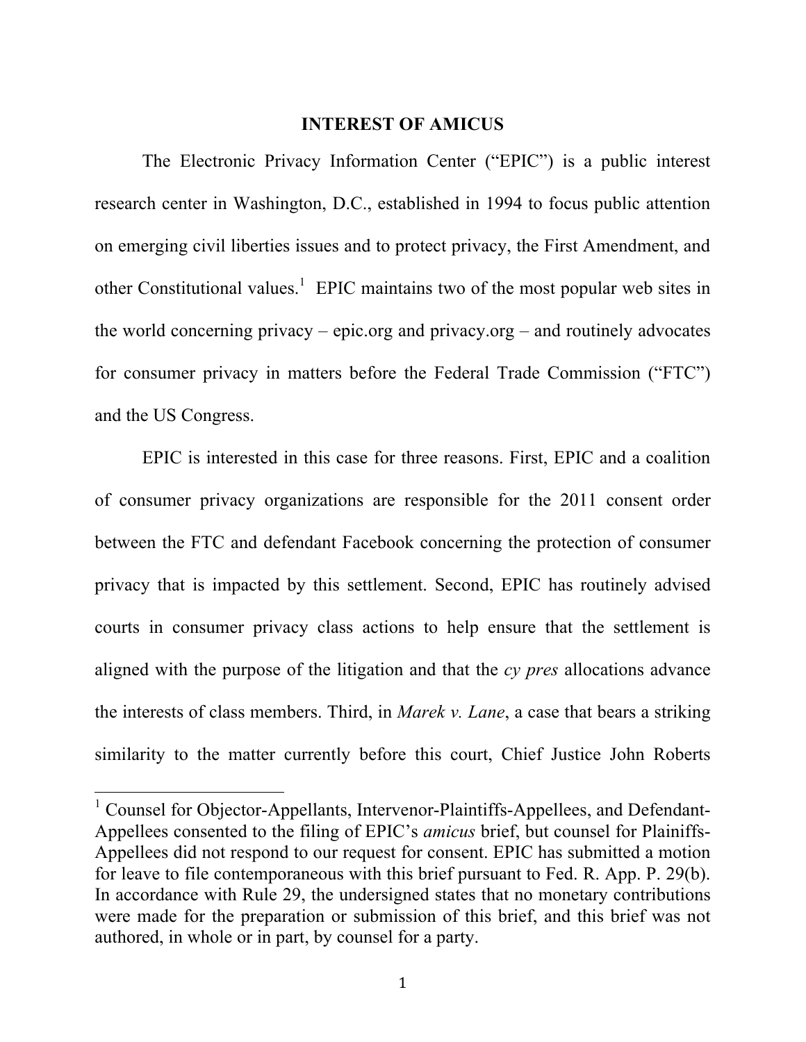## INTEREST OF AMICUS

The Electronic Privacy Information Center ("EPIC") is a public interest research center in Washington, D.C., established in 1994 to focus public attention on emerging civil liberties issues and to protect privacy, the First Amendment, and other Constitutional values.[1] EPIC maintains two of the most popular web sites in the world concerning privacy – epic.org and privacy.org – and routinely advocates for consumer privacy in matters before the Federal Trade Commission ("FTC") and the US Congress.

EPIC is interested in this case for three reasons. First, EPIC and a coalition of consumer privacy organizations are responsible for the 2011 consent order between the FTC and defendant Facebook concerning the protection of consumer privacy that is impacted by this settlement. Second, EPIC has routinely advised courts in consumer privacy class actions to help ensure that the settlement is aligned with the purpose of the litigation and that the *cy pres* allocations advance the interests of class members. Third, in *Marek v. Lane*, a case that bears a striking similarity to the matter currently before this court, Chief Justice John Roberts

[1] Counsel for Objector-Appellants, Intervenor-Plaintiffs-Appellees, and Defendant-Appellees consented to the filing of EPIC's *amicus* brief, but counsel for Plainiffs-Appellees did not respond to our request for consent. EPIC has submitted a motion for leave to file contemporaneous with this brief pursuant to Fed. R. App. P. 29(b). In accordance with Rule 29, the undersigned states that no monetary contributions were made for the preparation or submission of this brief, and this brief was not authored, in whole or in part, by counsel for a party.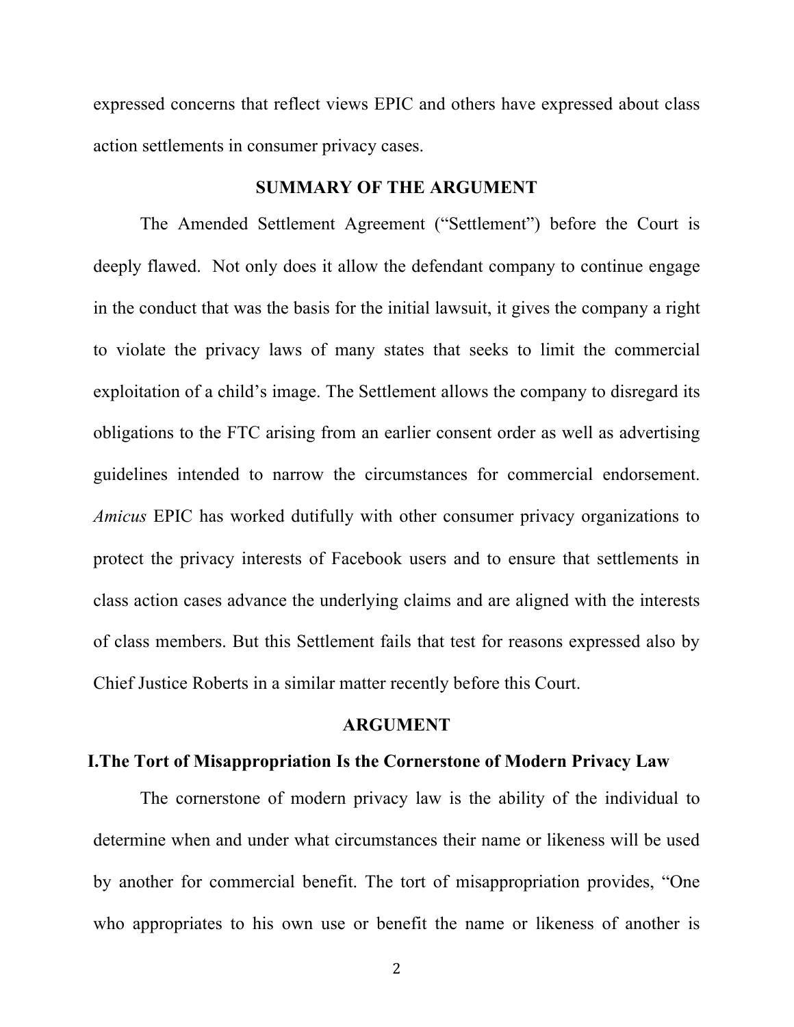expressed concerns that reflect views EPIC and others have expressed about class action settlements in consumer privacy cases.

## SUMMARY OF THE ARGUMENT

The Amended Settlement Agreement ("Settlement") before the Court is deeply flawed. Not only does it allow the defendant company to continue engage in the conduct that was the basis for the initial lawsuit, it gives the company a right to violate the privacy laws of many states that seeks to limit the commercial exploitation of a child's image. The Settlement allows the company to disregard its obligations to the FTC arising from an earlier consent order as well as advertising guidelines intended to narrow the circumstances for commercial endorsement. *Amicus* EPIC has worked dutifully with other consumer privacy organizations to protect the privacy interests of Facebook users and to ensure that settlements in class action cases advance the underlying claims and are aligned with the interests of class members. But this Settlement fails that test for reasons expressed also by Chief Justice Roberts in a similar matter recently before this Court.

## ARGUMENT

### I. The Tort of Misappropriation Is the Cornerstone of Modern Privacy Law

The cornerstone of modern privacy law is the ability of the individual to determine when and under what circumstances their name or likeness will be used by another for commercial benefit. The tort of misappropriation provides, "One who appropriates to his own use or benefit the name or likeness of another is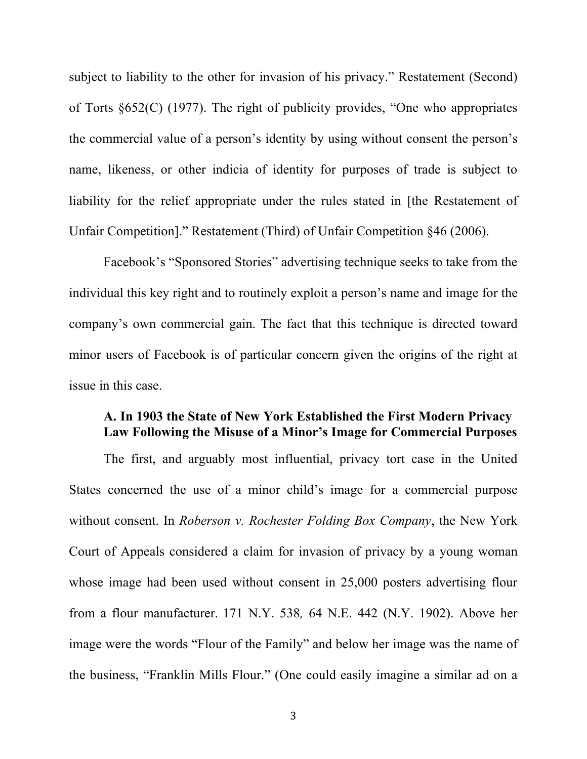subject to liability to the other for invasion of his privacy." Restatement (Second) of Torts §652(C) (1977). The right of publicity provides, "One who appropriates the commercial value of a person's identity by using without consent the person's name, likeness, or other indicia of identity for purposes of trade is subject to liability for the relief appropriate under the rules stated in [the Restatement of Unfair Competition]." Restatement (Third) of Unfair Competition §46 (2006).

Facebook's "Sponsored Stories" advertising technique seeks to take from the individual this key right and to routinely exploit a person's name and image for the company's own commercial gain. The fact that this technique is directed toward minor users of Facebook is of particular concern given the origins of the right at issue in this case.

### A. In 1903 the State of New York Established the First Modern Privacy Law Following the Misuse of a Minor's Image for Commercial Purposes

The first, and arguably most influential, privacy tort case in the United States concerned the use of a minor child's image for a commercial purpose without consent. In *Roberson v. Rochester Folding Box Company*, the New York Court of Appeals considered a claim for invasion of privacy by a young woman whose image had been used without consent in 25,000 posters advertising flour from a flour manufacturer. 171 N.Y. 538*,* 64 N.E. 442 (N.Y. 1902). Above her image were the words "Flour of the Family" and below her image was the name of the business, "Franklin Mills Flour." (One could easily imagine a similar ad on a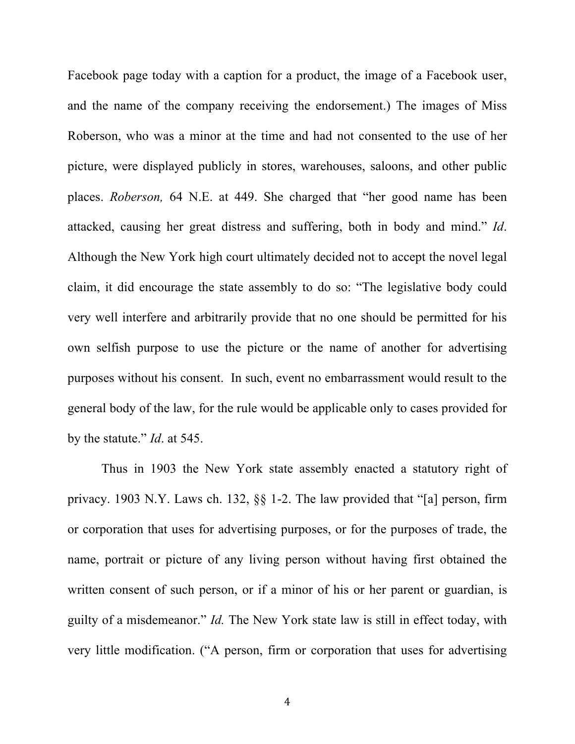Facebook page today with a caption for a product, the image of a Facebook user, and the name of the company receiving the endorsement.) The images of Miss Roberson, who was a minor at the time and had not consented to the use of her picture, were displayed publicly in stores, warehouses, saloons, and other public places. *Roberson,* 64 N.E. at 449. She charged that "her good name has been attacked, causing her great distress and suffering, both in body and mind." *Id*. Although the New York high court ultimately decided not to accept the novel legal claim, it did encourage the state assembly to do so: "The legislative body could very well interfere and arbitrarily provide that no one should be permitted for his own selfish purpose to use the picture or the name of another for advertising purposes without his consent. In such, event no embarrassment would result to the general body of the law, for the rule would be applicable only to cases provided for by the statute." *Id*. at 545.

Thus in 1903 the New York state assembly enacted a statutory right of privacy. 1903 N.Y. Laws ch. 132, §§ 1-2. The law provided that "[a] person, firm or corporation that uses for advertising purposes, or for the purposes of trade, the name, portrait or picture of any living person without having first obtained the written consent of such person, or if a minor of his or her parent or guardian, is guilty of a misdemeanor." *Id.* The New York state law is still in effect today, with very little modification. ("A person, firm or corporation that uses for advertising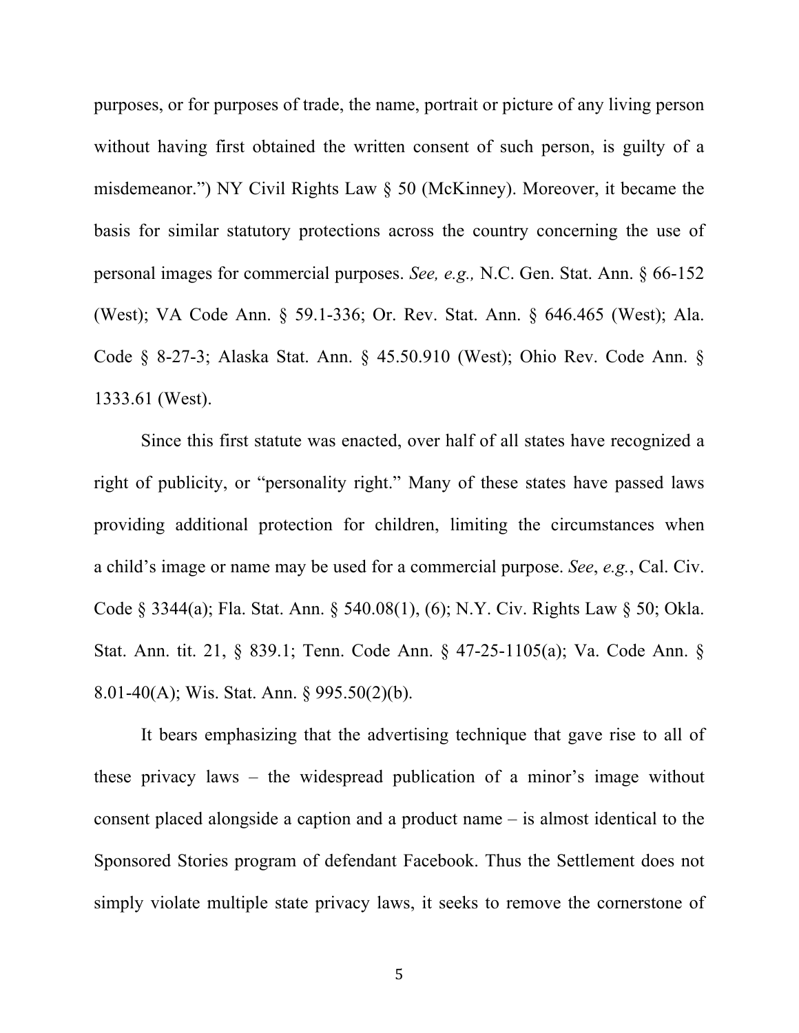purposes, or for purposes of trade, the name, portrait or picture of any living person without having first obtained the written consent of such person, is guilty of a misdemeanor.") NY Civil Rights Law § 50 (McKinney). Moreover, it became the basis for similar statutory protections across the country concerning the use of personal images for commercial purposes. *See, e.g.,* N.C. Gen. Stat. Ann. § 66-152 (West); VA Code Ann. § 59.1-336; Or. Rev. Stat. Ann. § 646.465 (West); Ala. Code § 8-27-3; Alaska Stat. Ann. § 45.50.910 (West); Ohio Rev. Code Ann. § 1333.61 (West).

Since this first statute was enacted, over half of all states have recognized a right of publicity, or "personality right." Many of these states have passed laws providing additional protection for children, limiting the circumstances when a child's image or name may be used for a commercial purpose. *See*, *e.g.*, Cal. Civ. Code § 3344(a); Fla. Stat. Ann. § 540.08(1), (6); N.Y. Civ. Rights Law § 50; Okla. Stat. Ann. tit. 21, § 839.1; Tenn. Code Ann. § 47-25-1105(a); Va. Code Ann. § 8.01-40(A); Wis. Stat. Ann. § 995.50(2)(b).

It bears emphasizing that the advertising technique that gave rise to all of these privacy laws – the widespread publication of a minor's image without consent placed alongside a caption and a product name – is almost identical to the Sponsored Stories program of defendant Facebook. Thus the Settlement does not simply violate multiple state privacy laws, it seeks to remove the cornerstone of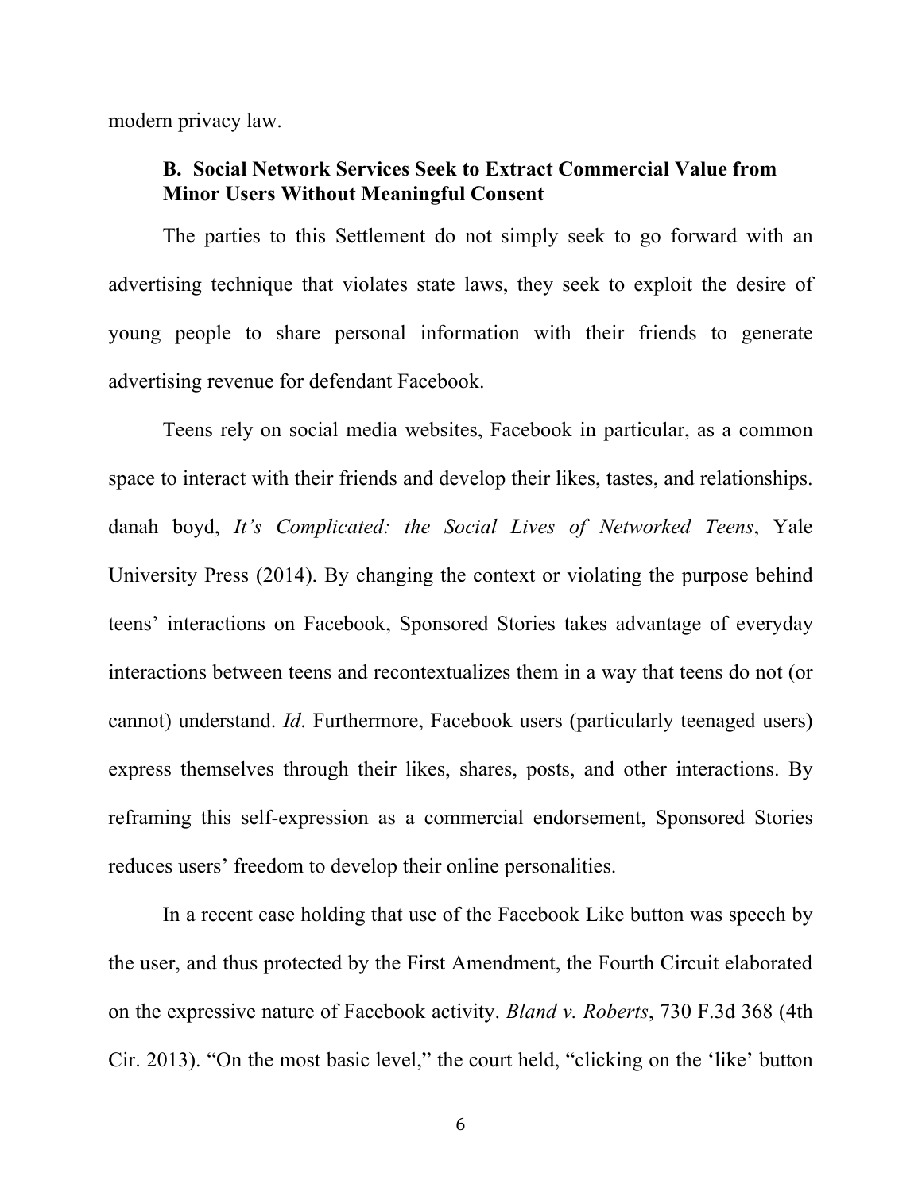modern privacy law.

### B. Social Network Services Seek to Extract Commercial Value from Minor Users Without Meaningful Consent

The parties to this Settlement do not simply seek to go forward with an advertising technique that violates state laws, they seek to exploit the desire of young people to share personal information with their friends to generate advertising revenue for defendant Facebook.

Teens rely on social media websites, Facebook in particular, as a common space to interact with their friends and develop their likes, tastes, and relationships. danah boyd, *It's Complicated: the Social Lives of Networked Teens*, Yale University Press (2014). By changing the context or violating the purpose behind teens' interactions on Facebook, Sponsored Stories takes advantage of everyday interactions between teens and recontextualizes them in a way that teens do not (or cannot) understand. *Id*. Furthermore, Facebook users (particularly teenaged users) express themselves through their likes, shares, posts, and other interactions. By reframing this self-expression as a commercial endorsement, Sponsored Stories reduces users' freedom to develop their online personalities.

In a recent case holding that use of the Facebook Like button was speech by the user, and thus protected by the First Amendment, the Fourth Circuit elaborated on the expressive nature of Facebook activity. *Bland v. Roberts*, 730 F.3d 368 (4th Cir. 2013). "On the most basic level," the court held, "clicking on the 'like' button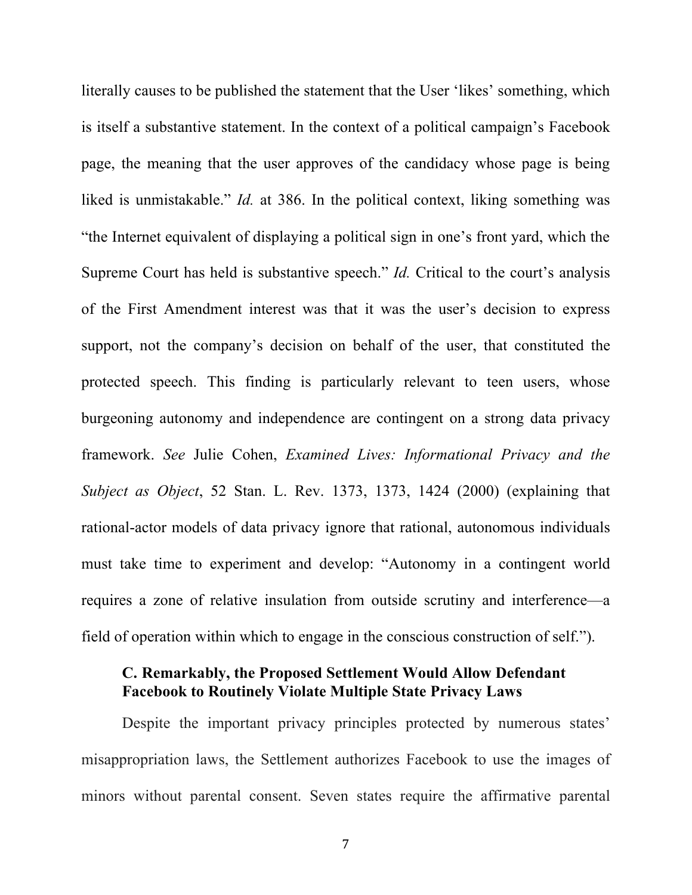literally causes to be published the statement that the User 'likes' something, which is itself a substantive statement. In the context of a political campaign's Facebook page, the meaning that the user approves of the candidacy whose page is being liked is unmistakable." *Id.* at 386. In the political context, liking something was "the Internet equivalent of displaying a political sign in one's front yard, which the Supreme Court has held is substantive speech." *Id.* Critical to the court's analysis of the First Amendment interest was that it was the user's decision to express support, not the company's decision on behalf of the user, that constituted the protected speech. This finding is particularly relevant to teen users, whose burgeoning autonomy and independence are contingent on a strong data privacy framework. *See* Julie Cohen, *Examined Lives: Informational Privacy and the Subject as Object*, 52 Stan. L. Rev. 1373, 1373, 1424 (2000) (explaining that rational-actor models of data privacy ignore that rational, autonomous individuals must take time to experiment and develop: "Autonomy in a contingent world requires a zone of relative insulation from outside scrutiny and interference—a field of operation within which to engage in the conscious construction of self.").

### C. Remarkably, the Proposed Settlement Would Allow Defendant Facebook to Routinely Violate Multiple State Privacy Laws

Despite the important privacy principles protected by numerous states' misappropriation laws, the Settlement authorizes Facebook to use the images of minors without parental consent. Seven states require the affirmative parental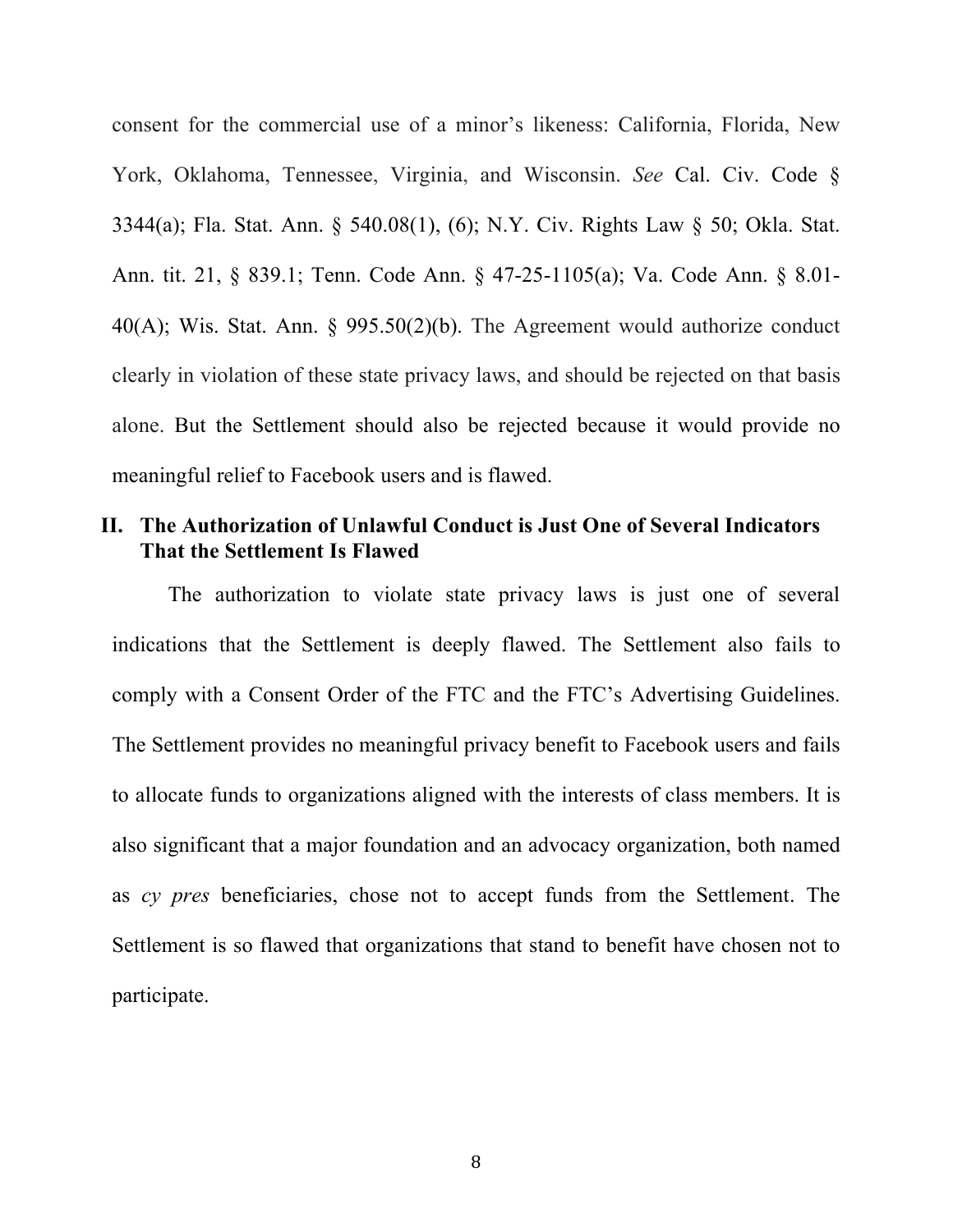consent for the commercial use of a minor's likeness: California, Florida, New York, Oklahoma, Tennessee, Virginia, and Wisconsin. *See* Cal. Civ. Code § 3344(a); Fla. Stat. Ann. § 540.08(1), (6); N.Y. Civ. Rights Law § 50; Okla. Stat. Ann. tit. 21, § 839.1; Tenn. Code Ann. § 47-25-1105(a); Va. Code Ann. § 8.01-40(A); Wis. Stat. Ann. § 995.50(2)(b). The Agreement would authorize conduct clearly in violation of these state privacy laws, and should be rejected on that basis alone. But the Settlement should also be rejected because it would provide no meaningful relief to Facebook users and is flawed.

## II. The Authorization of Unlawful Conduct is Just One of Several Indicators That the Settlement Is Flawed

The authorization to violate state privacy laws is just one of several indications that the Settlement is deeply flawed. The Settlement also fails to comply with a Consent Order of the FTC and the FTC's Advertising Guidelines. The Settlement provides no meaningful privacy benefit to Facebook users and fails to allocate funds to organizations aligned with the interests of class members. It is also significant that a major foundation and an advocacy organization, both named as *cy pres* beneficiaries, chose not to accept funds from the Settlement. The Settlement is so flawed that organizations that stand to benefit have chosen not to participate.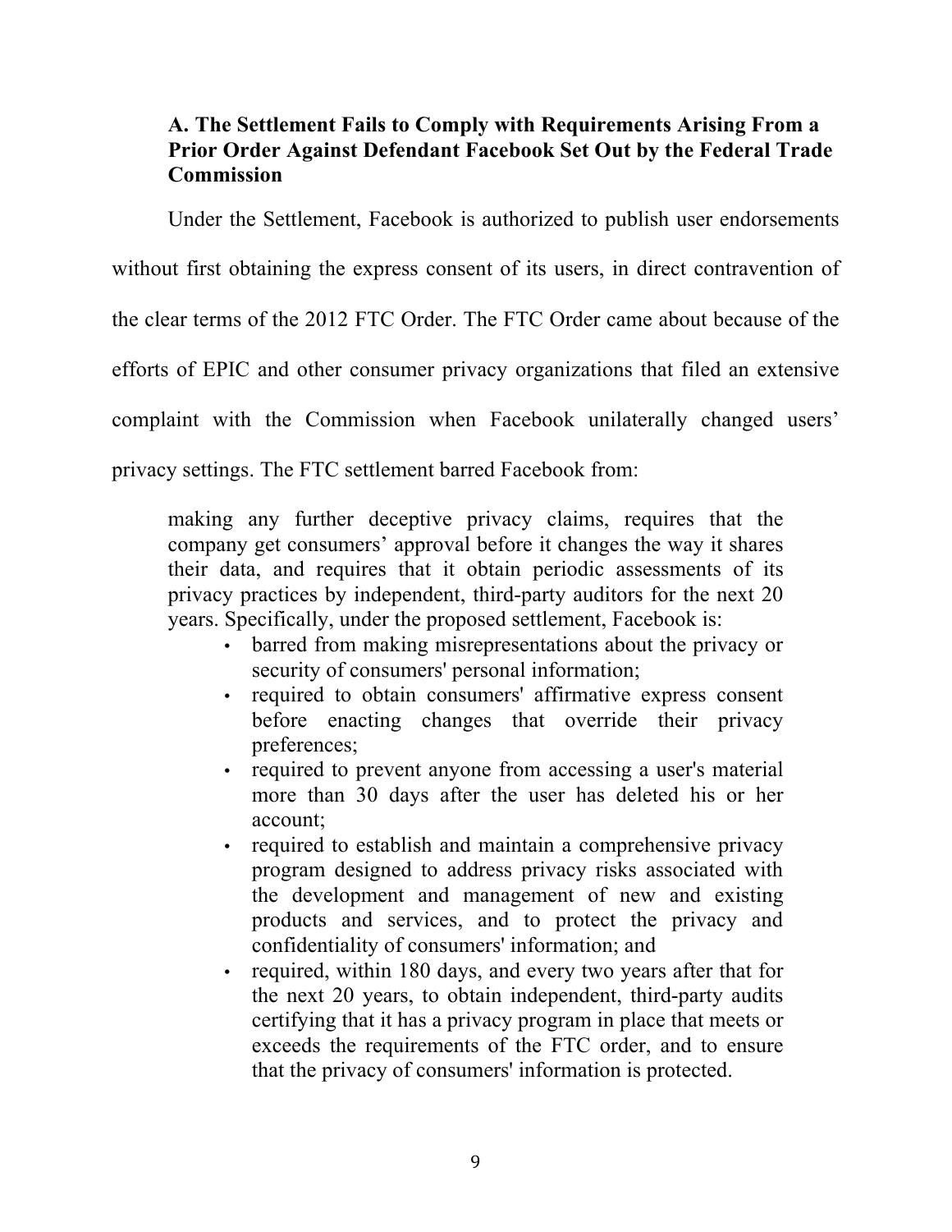### A. The Settlement Fails to Comply with Requirements Arising From a Prior Order Against Defendant Facebook Set Out by the Federal Trade Commission

Under the Settlement, Facebook is authorized to publish user endorsements without first obtaining the express consent of its users, in direct contravention of the clear terms of the 2012 FTC Order. The FTC Order came about because of the efforts of EPIC and other consumer privacy organizations that filed an extensive complaint with the Commission when Facebook unilaterally changed users' privacy settings. The FTC settlement barred Facebook from:

> making any further deceptive privacy claims, requires that the company get consumers' approval before it changes the way it shares their data, and requires that it obtain periodic assessments of its privacy practices by independent, third-party auditors for the next 20 years. Specifically, under the proposed settlement, Facebook is:
>
> - barred from making misrepresentations about the privacy or security of consumers' personal information;
> - required to obtain consumers' affirmative express consent before enacting changes that override their privacy preferences;
> - required to prevent anyone from accessing a user's material more than 30 days after the user has deleted his or her account;
> - required to establish and maintain a comprehensive privacy program designed to address privacy risks associated with the development and management of new and existing products and services, and to protect the privacy and confidentiality of consumers' information; and
> - required, within 180 days, and every two years after that for the next 20 years, to obtain independent, third-party audits certifying that it has a privacy program in place that meets or exceeds the requirements of the FTC order, and to ensure that the privacy of consumers' information is protected.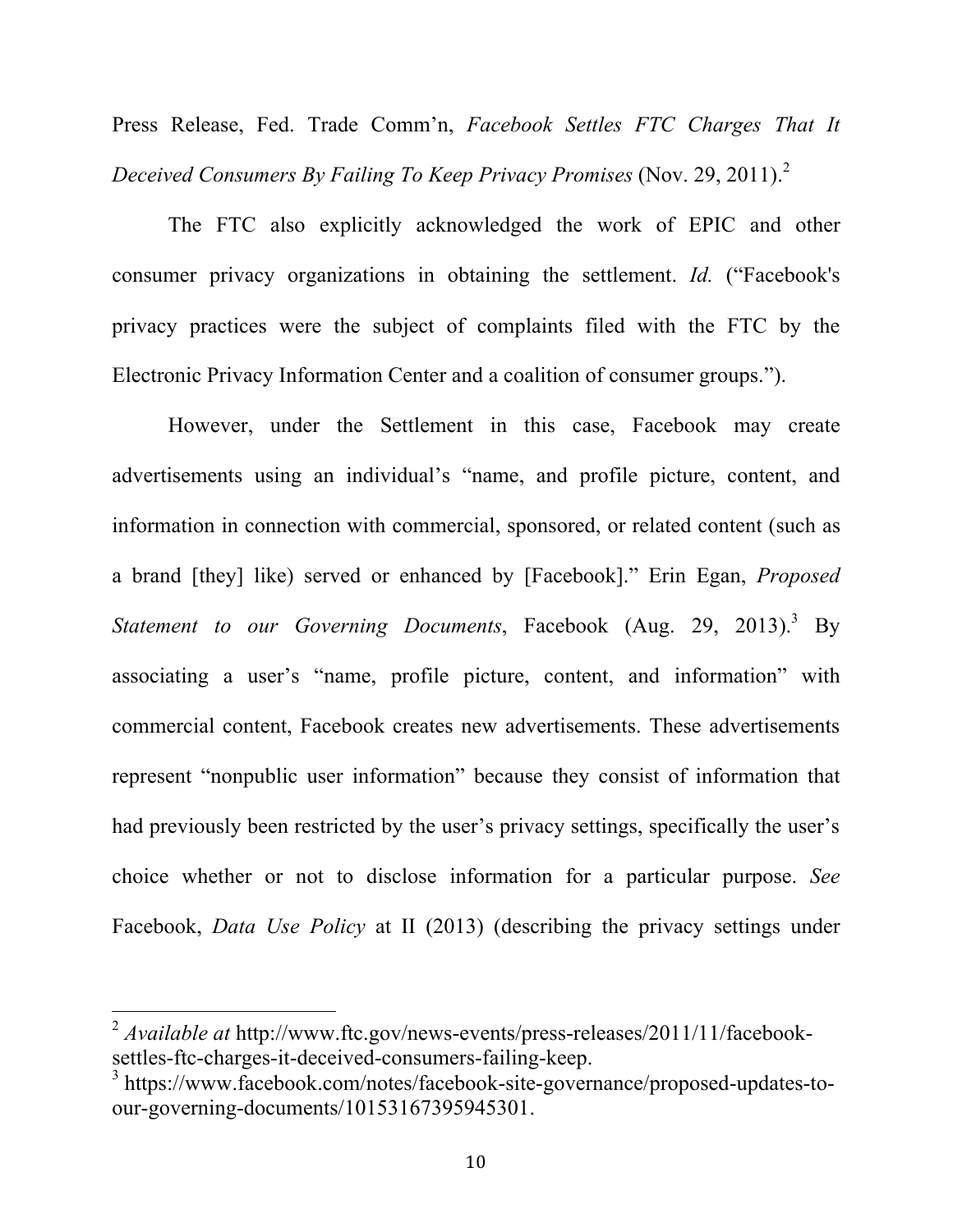Press Release, Fed. Trade Comm'n, *Facebook Settles FTC Charges That It Deceived Consumers By Failing To Keep Privacy Promises* (Nov. 29, 2011).[2]

The FTC also explicitly acknowledged the work of EPIC and other consumer privacy organizations in obtaining the settlement. *Id.* ("Facebook's privacy practices were the subject of complaints filed with the FTC by the Electronic Privacy Information Center and a coalition of consumer groups.").

However, under the Settlement in this case, Facebook may create advertisements using an individual's "name, and profile picture, content, and information in connection with commercial, sponsored, or related content (such as a brand [they] like) served or enhanced by [Facebook]." Erin Egan, *Proposed Statement to our Governing Documents*, Facebook (Aug. 29, 2013).[3] By associating a user's "name, profile picture, content, and information" with commercial content, Facebook creates new advertisements. These advertisements represent "nonpublic user information" because they consist of information that had previously been restricted by the user's privacy settings, specifically the user's choice whether or not to disclose information for a particular purpose. *See* Facebook, *Data Use Policy* at II (2013) (describing the privacy settings under

---

[2] *Available at* http://www.ftc.gov/news-events/press-releases/2011/11/facebook-settles-ftc-charges-it-deceived-consumers-failing-keep.

[3] https://www.facebook.com/notes/facebook-site-governance/proposed-updates-to-our-governing-documents/10153167395945301.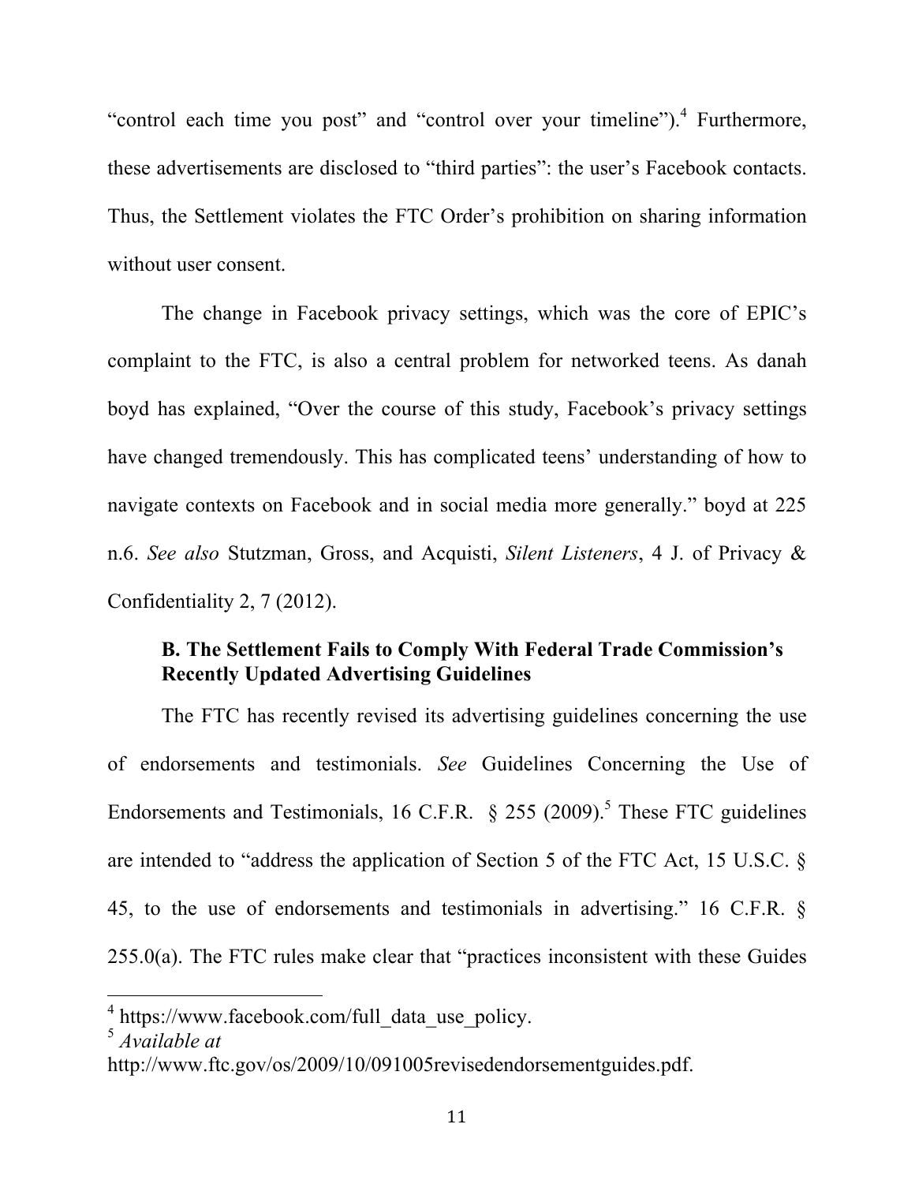"control each time you post" and "control over your timeline").[4] Furthermore, these advertisements are disclosed to "third parties": the user's Facebook contacts. Thus, the Settlement violates the FTC Order's prohibition on sharing information without user consent.

The change in Facebook privacy settings, which was the core of EPIC's complaint to the FTC, is also a central problem for networked teens. As danah boyd has explained, "Over the course of this study, Facebook's privacy settings have changed tremendously. This has complicated teens' understanding of how to navigate contexts on Facebook and in social media more generally." boyd at 225 n.6. *See also* Stutzman, Gross, and Acquisti, *Silent Listeners*, 4 J. of Privacy & Confidentiality 2, 7 (2012).

### B. The Settlement Fails to Comply With Federal Trade Commission's Recently Updated Advertising Guidelines

The FTC has recently revised its advertising guidelines concerning the use of endorsements and testimonials. *See* Guidelines Concerning the Use of Endorsements and Testimonials, 16 C.F.R. § 255 (2009).[5] These FTC guidelines are intended to "address the application of Section 5 of the FTC Act, 15 U.S.C. § 45, to the use of endorsements and testimonials in advertising." 16 C.F.R. § 255.0(a). The FTC rules make clear that "practices inconsistent with these Guides

---

[4] https://www.facebook.com/full_data_use_policy.

[5] *Available at* http://www.ftc.gov/os/2009/10/091005revisedendorsementguides.pdf.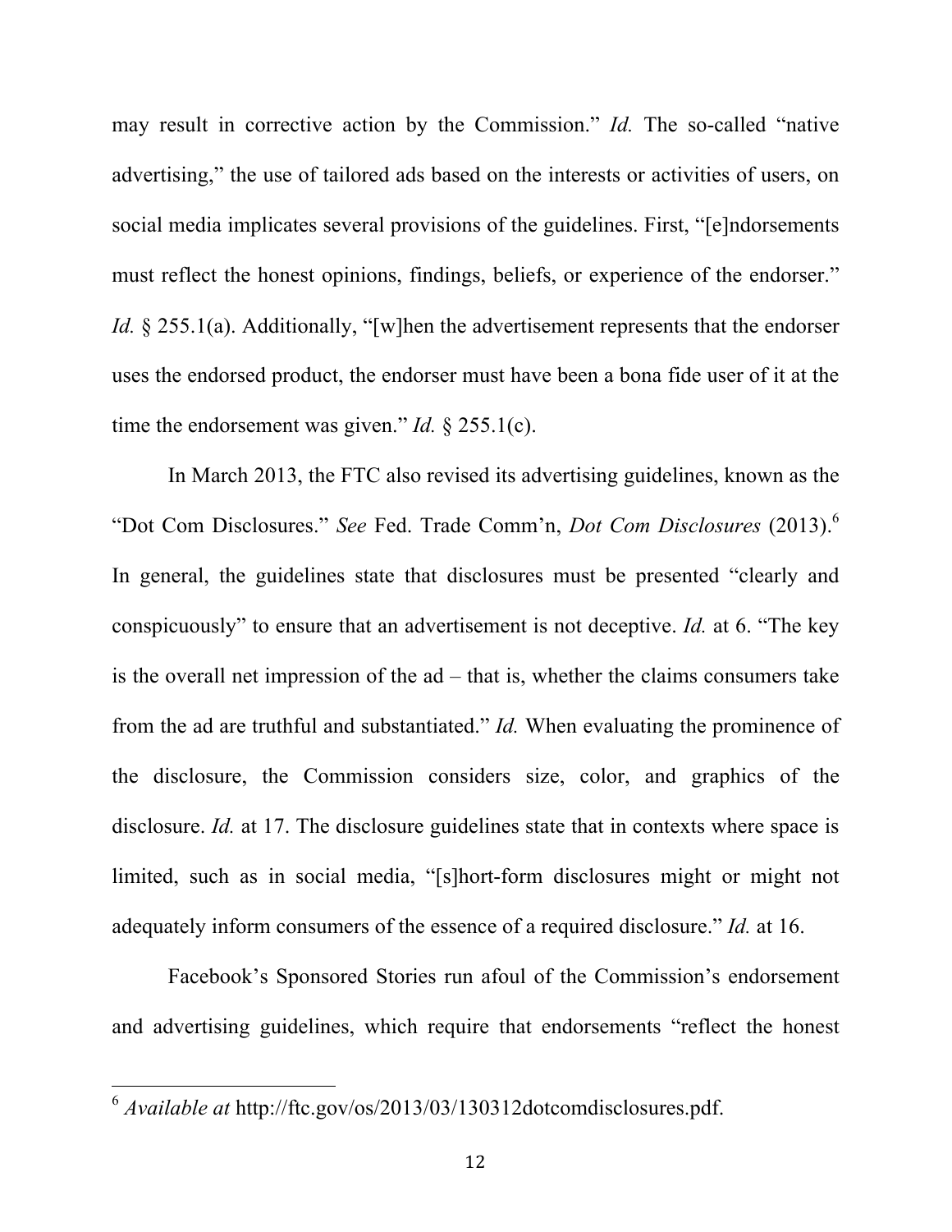may result in corrective action by the Commission." *Id.* The so-called "native advertising," the use of tailored ads based on the interests or activities of users, on social media implicates several provisions of the guidelines. First, "[e]ndorsements must reflect the honest opinions, findings, beliefs, or experience of the endorser." *Id.* § 255.1(a). Additionally, "[w]hen the advertisement represents that the endorser uses the endorsed product, the endorser must have been a bona fide user of it at the time the endorsement was given." *Id.* § 255.1(c).

In March 2013, the FTC also revised its advertising guidelines, known as the "Dot Com Disclosures." *See* Fed. Trade Comm'n, *Dot Com Disclosures* (2013).[6] In general, the guidelines state that disclosures must be presented "clearly and conspicuously" to ensure that an advertisement is not deceptive. *Id.* at 6. "The key is the overall net impression of the ad – that is, whether the claims consumers take from the ad are truthful and substantiated." *Id.* When evaluating the prominence of the disclosure, the Commission considers size, color, and graphics of the disclosure. *Id.* at 17. The disclosure guidelines state that in contexts where space is limited, such as in social media, "[s]hort-form disclosures might or might not adequately inform consumers of the essence of a required disclosure." *Id.* at 16.

Facebook's Sponsored Stories run afoul of the Commission's endorsement and advertising guidelines, which require that endorsements "reflect the honest

---

[6] *Available at* http://ftc.gov/os/2013/03/130312dotcomdisclosures.pdf.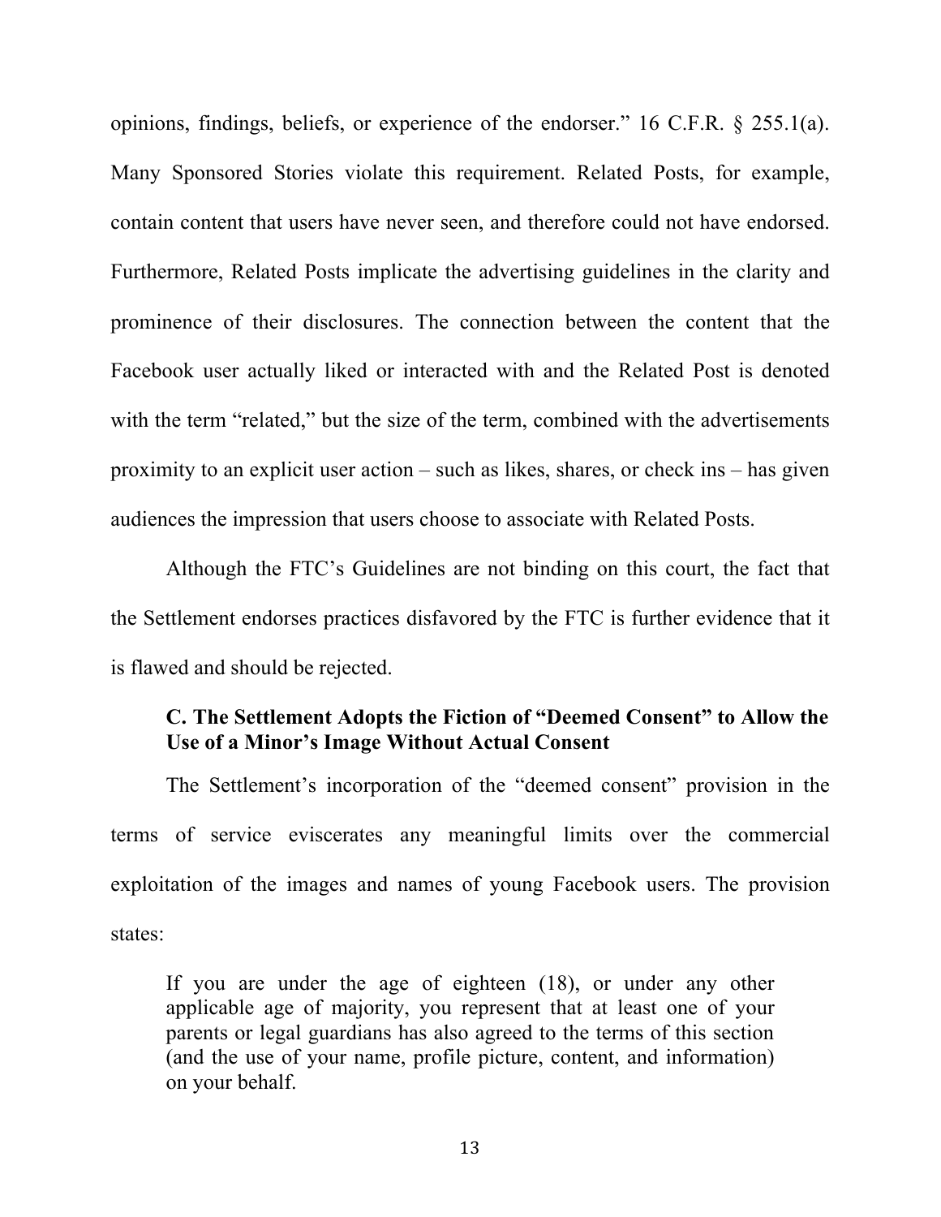opinions, findings, beliefs, or experience of the endorser." 16 C.F.R. § 255.1(a). Many Sponsored Stories violate this requirement. Related Posts, for example, contain content that users have never seen, and therefore could not have endorsed. Furthermore, Related Posts implicate the advertising guidelines in the clarity and prominence of their disclosures. The connection between the content that the Facebook user actually liked or interacted with and the Related Post is denoted with the term "related," but the size of the term, combined with the advertisements proximity to an explicit user action – such as likes, shares, or check ins – has given audiences the impression that users choose to associate with Related Posts.

Although the FTC's Guidelines are not binding on this court, the fact that the Settlement endorses practices disfavored by the FTC is further evidence that it is flawed and should be rejected.

### C. The Settlement Adopts the Fiction of "Deemed Consent" to Allow the Use of a Minor's Image Without Actual Consent

The Settlement's incorporation of the "deemed consent" provision in the terms of service eviscerates any meaningful limits over the commercial exploitation of the images and names of young Facebook users. The provision states:

> If you are under the age of eighteen (18), or under any other applicable age of majority, you represent that at least one of your parents or legal guardians has also agreed to the terms of this section (and the use of your name, profile picture, content, and information) on your behalf.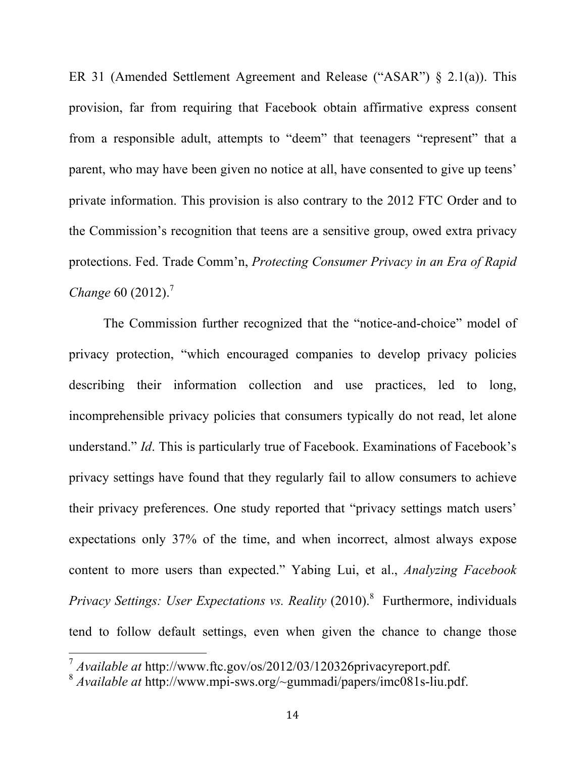ER 31 (Amended Settlement Agreement and Release ("ASAR") § 2.1(a)). This provision, far from requiring that Facebook obtain affirmative express consent from a responsible adult, attempts to "deem" that teenagers "represent" that a parent, who may have been given no notice at all, have consented to give up teens' private information. This provision is also contrary to the 2012 FTC Order and to the Commission's recognition that teens are a sensitive group, owed extra privacy protections. Fed. Trade Comm'n, *Protecting Consumer Privacy in an Era of Rapid Change* 60 (2012).[7]

The Commission further recognized that the "notice-and-choice" model of privacy protection, "which encouraged companies to develop privacy policies describing their information collection and use practices, led to long, incomprehensible privacy policies that consumers typically do not read, let alone understand." *Id*. This is particularly true of Facebook. Examinations of Facebook's privacy settings have found that they regularly fail to allow consumers to achieve their privacy preferences. One study reported that "privacy settings match users' expectations only 37% of the time, and when incorrect, almost always expose content to more users than expected." Yabing Lui, et al., *Analyzing Facebook Privacy Settings: User Expectations vs. Reality* (2010).[8] Furthermore, individuals tend to follow default settings, even when given the chance to change those

[7] *Available at* http://www.ftc.gov/os/2012/03/120326privacyreport.pdf.

[8] *Available at* http://www.mpi-sws.org/~gummadi/papers/imc081s-liu.pdf.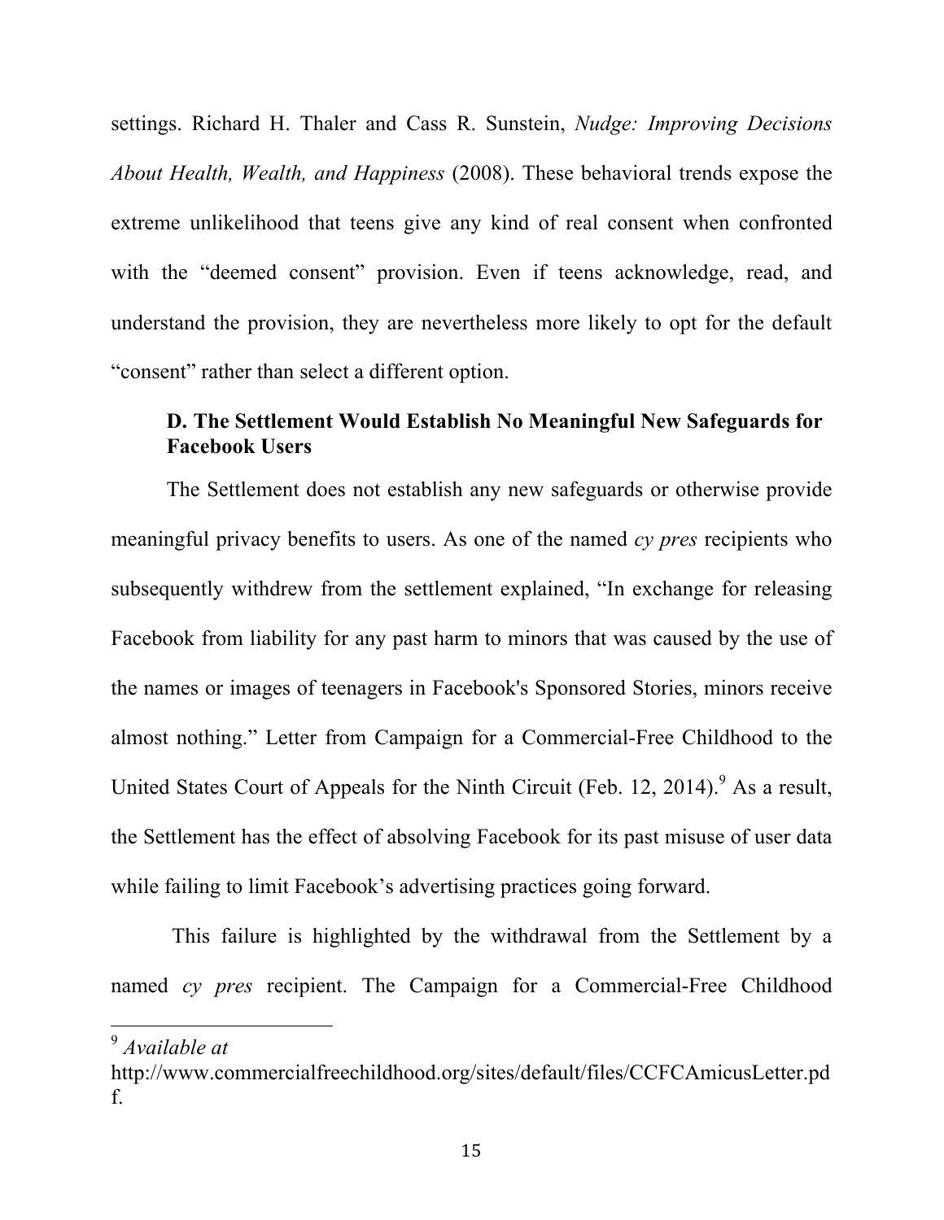settings. Richard H. Thaler and Cass R. Sunstein, *Nudge: Improving Decisions About Health, Wealth, and Happiness* (2008). These behavioral trends expose the extreme unlikelihood that teens give any kind of real consent when confronted with the "deemed consent" provision. Even if teens acknowledge, read, and understand the provision, they are nevertheless more likely to opt for the default "consent" rather than select a different option.

### D. The Settlement Would Establish No Meaningful New Safeguards for Facebook Users

The Settlement does not establish any new safeguards or otherwise provide meaningful privacy benefits to users. As one of the named *cy pres* recipients who subsequently withdrew from the settlement explained, "In exchange for releasing Facebook from liability for any past harm to minors that was caused by the use of the names or images of teenagers in Facebook's Sponsored Stories, minors receive almost nothing." Letter from Campaign for a Commercial-Free Childhood to the United States Court of Appeals for the Ninth Circuit (Feb. 12, 2014).[9] As a result, the Settlement has the effect of absolving Facebook for its past misuse of user data while failing to limit Facebook's advertising practices going forward.

This failure is highlighted by the withdrawal from the Settlement by a named *cy pres* recipient. The Campaign for a Commercial-Free Childhood

---

[9] *Available at* http://www.commercialfreechildhood.org/sites/default/files/CCFCAmicusLetter.pdf.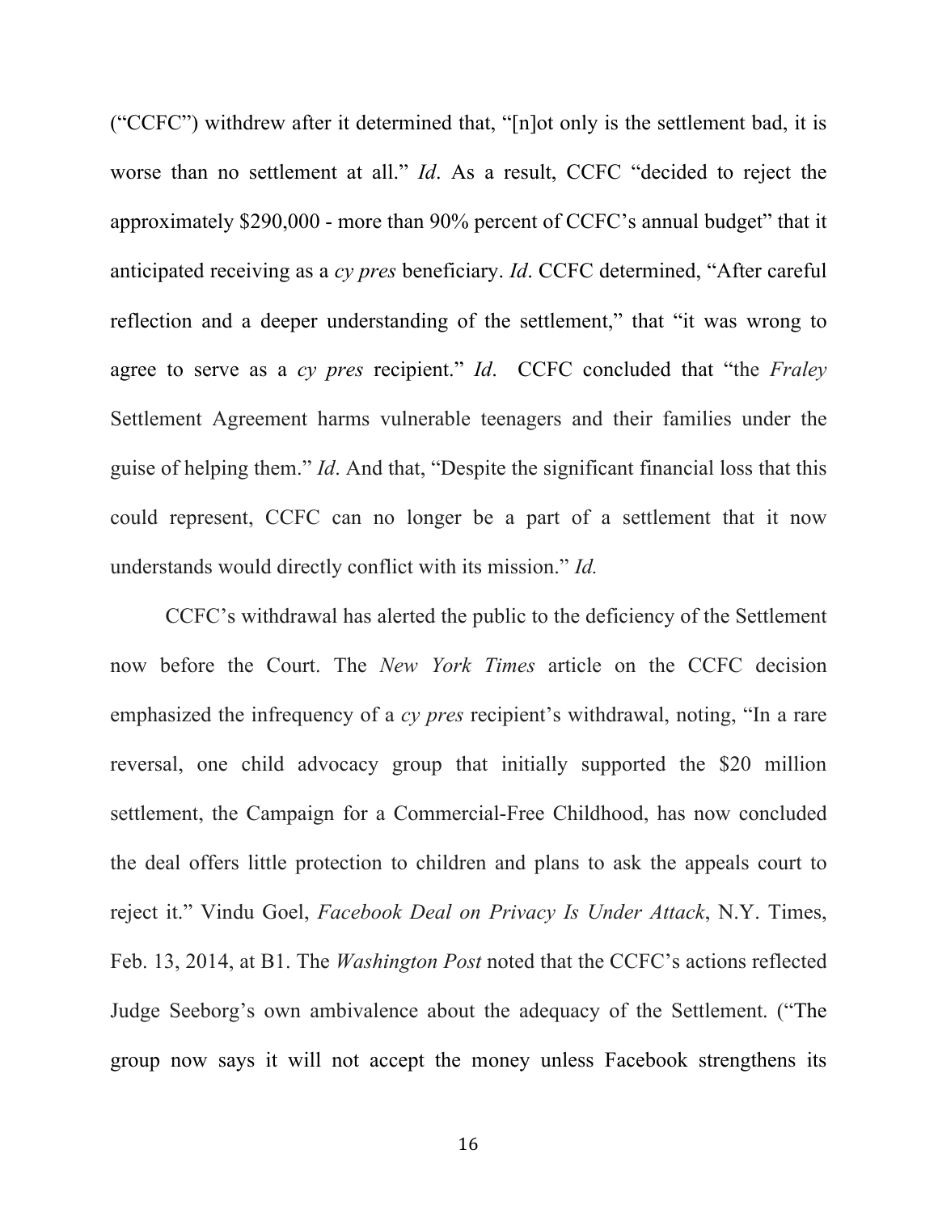("CCFC") withdrew after it determined that, "[n]ot only is the settlement bad, it is worse than no settlement at all." *Id*. As a result, CCFC "decided to reject the approximately $290,000 - more than 90% percent of CCFC's annual budget" that it anticipated receiving as a *cy pres* beneficiary. *Id*. CCFC determined, "After careful reflection and a deeper understanding of the settlement," that "it was wrong to agree to serve as a *cy pres* recipient." *Id*. CCFC concluded that "the *Fraley* Settlement Agreement harms vulnerable teenagers and their families under the guise of helping them." *Id*. And that, "Despite the significant financial loss that this could represent, CCFC can no longer be a part of a settlement that it now understands would directly conflict with its mission." *Id.*

CCFC's withdrawal has alerted the public to the deficiency of the Settlement now before the Court. The *New York Times* article on the CCFC decision emphasized the infrequency of a *cy pres* recipient's withdrawal, noting, "In a rare reversal, one child advocacy group that initially supported the $20 million settlement, the Campaign for a Commercial-Free Childhood, has now concluded the deal offers little protection to children and plans to ask the appeals court to reject it." Vindu Goel, *Facebook Deal on Privacy Is Under Attack*, N.Y. Times, Feb. 13, 2014, at B1. The *Washington Post* noted that the CCFC's actions reflected Judge Seeborg's own ambivalence about the adequacy of the Settlement. ("The group now says it will not accept the money unless Facebook strengthens its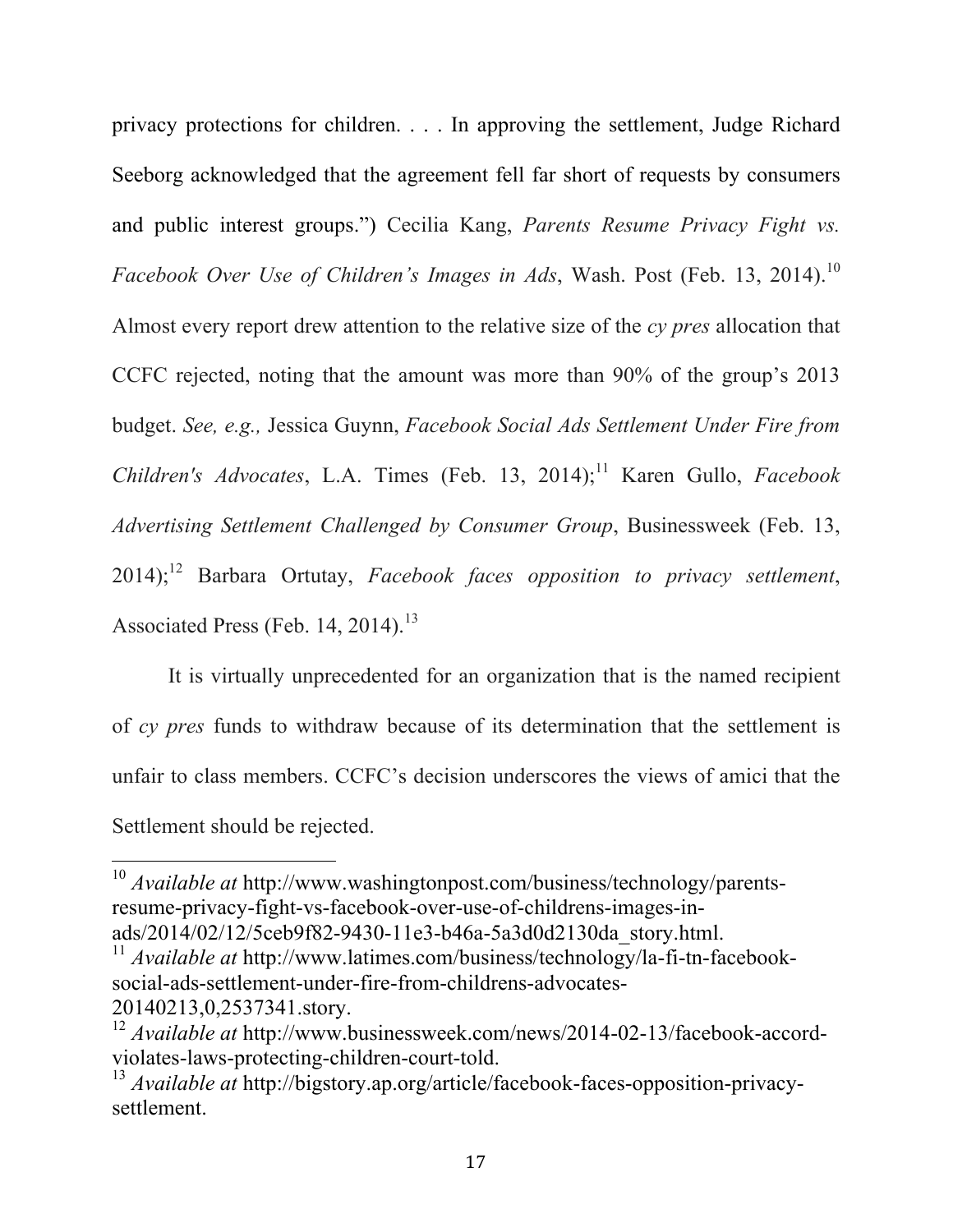privacy protections for children. . . . In approving the settlement, Judge Richard Seeborg acknowledged that the agreement fell far short of requests by consumers and public interest groups.") Cecilia Kang, *Parents Resume Privacy Fight vs. Facebook Over Use of Children's Images in Ads*, Wash. Post (Feb. 13, 2014).[10] Almost every report drew attention to the relative size of the *cy pres* allocation that CCFC rejected, noting that the amount was more than 90% of the group's 2013 budget. *See, e.g.,* Jessica Guynn, *Facebook Social Ads Settlement Under Fire from Children's Advocates*, L.A. Times (Feb. 13, 2014);[11] Karen Gullo, *Facebook Advertising Settlement Challenged by Consumer Group*, Businessweek (Feb. 13, 2014);[12] Barbara Ortutay, *Facebook faces opposition to privacy settlement*, Associated Press (Feb. 14, 2014).[13]

It is virtually unprecedented for an organization that is the named recipient of *cy pres* funds to withdraw because of its determination that the settlement is unfair to class members. CCFC's decision underscores the views of amici that the Settlement should be rejected.

---

[10] *Available at* http://www.washingtonpost.com/business/technology/parents-resume-privacy-fight-vs-facebook-over-use-of-childrens-images-in-ads/2014/02/12/5ceb9f82-9430-11e3-b46a-5a3d0d2130da_story.html.

[11] *Available at* http://www.latimes.com/business/technology/la-fi-tn-facebook-social-ads-settlement-under-fire-from-childrens-advocates-20140213,0,2537341.story.

[12] *Available at* http://www.businessweek.com/news/2014-02-13/facebook-accord-violates-laws-protecting-children-court-told.

[13] *Available at* http://bigstory.ap.org/article/facebook-faces-opposition-privacy-settlement.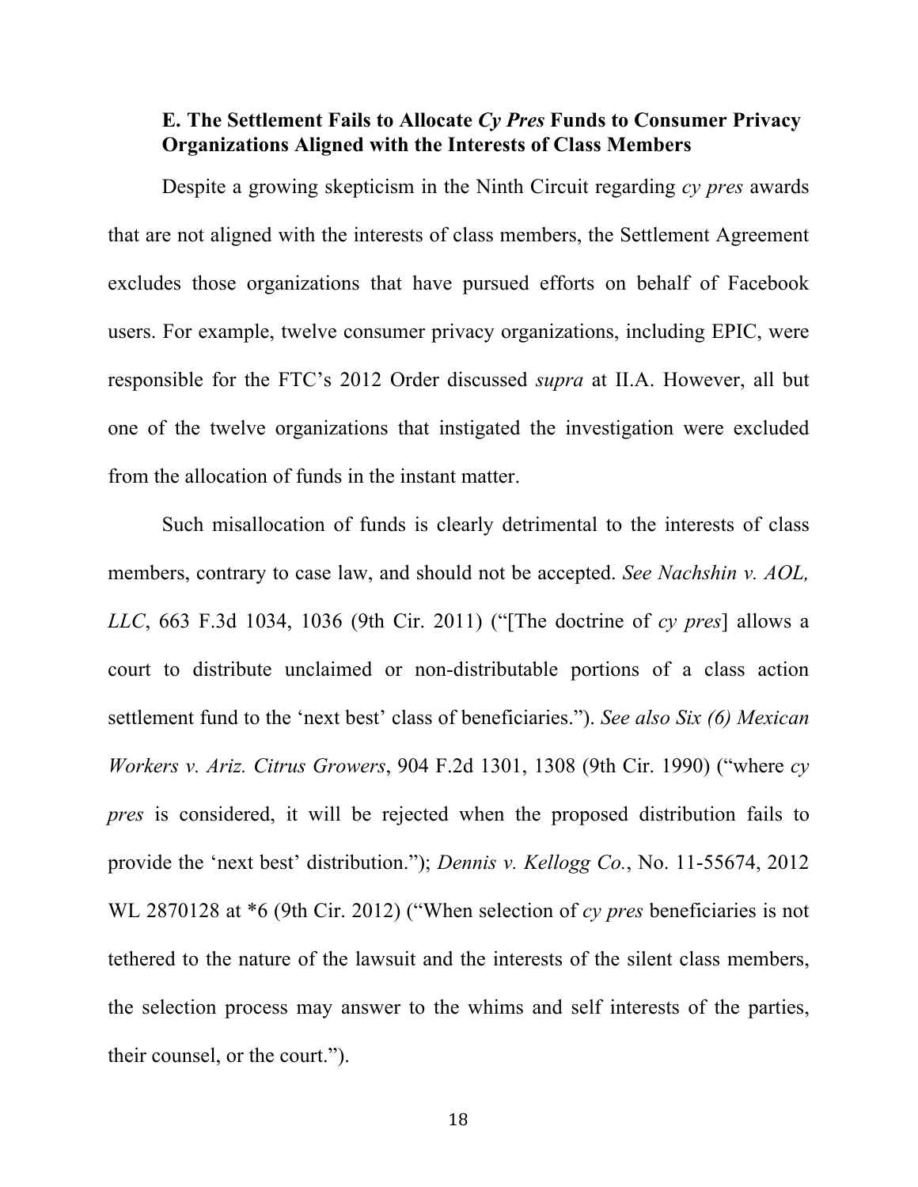### E. The Settlement Fails to Allocate *Cy Pres* Funds to Consumer Privacy Organizations Aligned with the Interests of Class Members

Despite a growing skepticism in the Ninth Circuit regarding *cy pres* awards that are not aligned with the interests of class members, the Settlement Agreement excludes those organizations that have pursued efforts on behalf of Facebook users. For example, twelve consumer privacy organizations, including EPIC, were responsible for the FTC's 2012 Order discussed *supra* at II.A. However, all but one of the twelve organizations that instigated the investigation were excluded from the allocation of funds in the instant matter.

Such misallocation of funds is clearly detrimental to the interests of class members, contrary to case law, and should not be accepted. *See Nachshin v. AOL, LLC*, 663 F.3d 1034, 1036 (9th Cir. 2011) ("[The doctrine of *cy pres*] allows a court to distribute unclaimed or non-distributable portions of a class action settlement fund to the 'next best' class of beneficiaries."). *See also Six (6) Mexican Workers v. Ariz. Citrus Growers*, 904 F.2d 1301, 1308 (9th Cir. 1990) ("where *cy pres* is considered, it will be rejected when the proposed distribution fails to provide the 'next best' distribution."); *Dennis v. Kellogg Co.*, No. 11-55674, 2012 WL 2870128 at *6 (9th Cir. 2012) ("When selection of *cy pres* beneficiaries is not tethered to the nature of the lawsuit and the interests of the silent class members, the selection process may answer to the whims and self interests of the parties, their counsel, or the court.").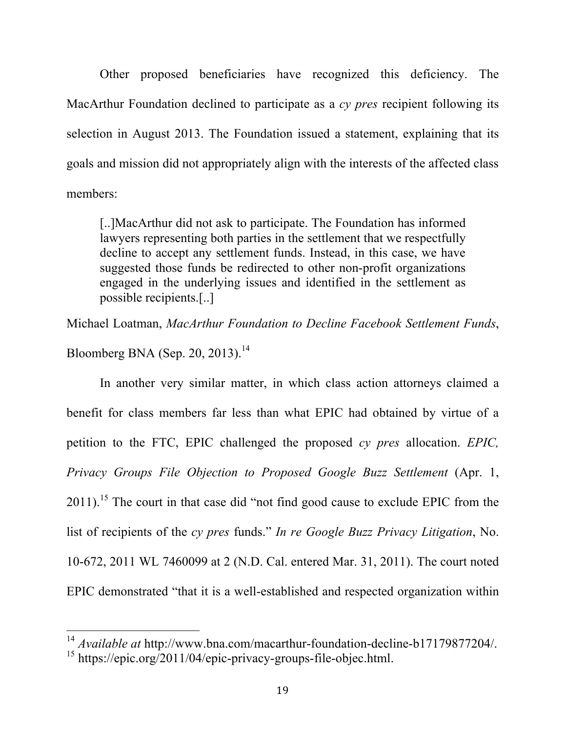Other proposed beneficiaries have recognized this deficiency. The MacArthur Foundation declined to participate as a *cy pres* recipient following its selection in August 2013. The Foundation issued a statement, explaining that its goals and mission did not appropriately align with the interests of the affected class members:

> [..]MacArthur did not ask to participate. The Foundation has informed lawyers representing both parties in the settlement that we respectfully decline to accept any settlement funds. Instead, in this case, we have suggested those funds be redirected to other non-profit organizations engaged in the underlying issues and identified in the settlement as possible recipients.[..]

Michael Loatman, *MacArthur Foundation to Decline Facebook Settlement Funds*, Bloomberg BNA (Sep. 20, 2013).[14]

In another very similar matter, in which class action attorneys claimed a benefit for class members far less than what EPIC had obtained by virtue of a petition to the FTC, EPIC challenged the proposed *cy pres* allocation. *EPIC, Privacy Groups File Objection to Proposed Google Buzz Settlement* (Apr. 1, 2011).[15] The court in that case did "not find good cause to exclude EPIC from the list of recipients of the *cy pres* funds." *In re Google Buzz Privacy Litigation*, No. 10-672, 2011 WL 7460099 at 2 (N.D. Cal. entered Mar. 31, 2011). The court noted EPIC demonstrated "that it is a well-established and respected organization within

---

[14] *Available at* http://www.bna.com/macarthur-foundation-decline-b17179877204/.

[15] https://epic.org/2011/04/epic-privacy-groups-file-objec.html.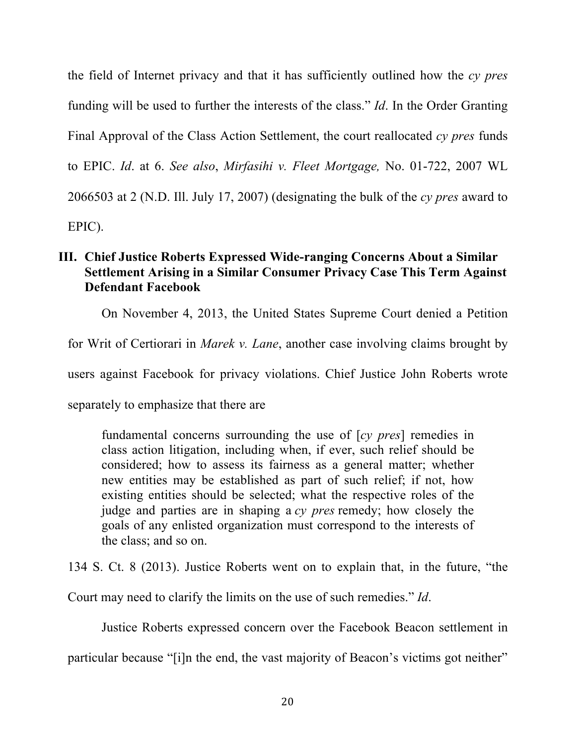the field of Internet privacy and that it has sufficiently outlined how the *cy pres* funding will be used to further the interests of the class." *Id*. In the Order Granting Final Approval of the Class Action Settlement, the court reallocated *cy pres* funds to EPIC. *Id*. at 6. *See also*, *Mirfasihi v. Fleet Mortgage,* No. 01-722, 2007 WL 2066503 at 2 (N.D. Ill. July 17, 2007) (designating the bulk of the *cy pres* award to EPIC).

## III. Chief Justice Roberts Expressed Wide-ranging Concerns About a Similar Settlement Arising in a Similar Consumer Privacy Case This Term Against Defendant Facebook

On November 4, 2013, the United States Supreme Court denied a Petition for Writ of Certiorari in *Marek v. Lane*, another case involving claims brought by users against Facebook for privacy violations. Chief Justice John Roberts wrote separately to emphasize that there are

> fundamental concerns surrounding the use of [*cy pres*] remedies in class action litigation, including when, if ever, such relief should be considered; how to assess its fairness as a general matter; whether new entities may be established as part of such relief; if not, how existing entities should be selected; what the respective roles of the judge and parties are in shaping a *cy pres* remedy; how closely the goals of any enlisted organization must correspond to the interests of the class; and so on.

134 S. Ct. 8 (2013). Justice Roberts went on to explain that, in the future, "the Court may need to clarify the limits on the use of such remedies." *Id*.

Justice Roberts expressed concern over the Facebook Beacon settlement in particular because "[i]n the end, the vast majority of Beacon's victims got neither"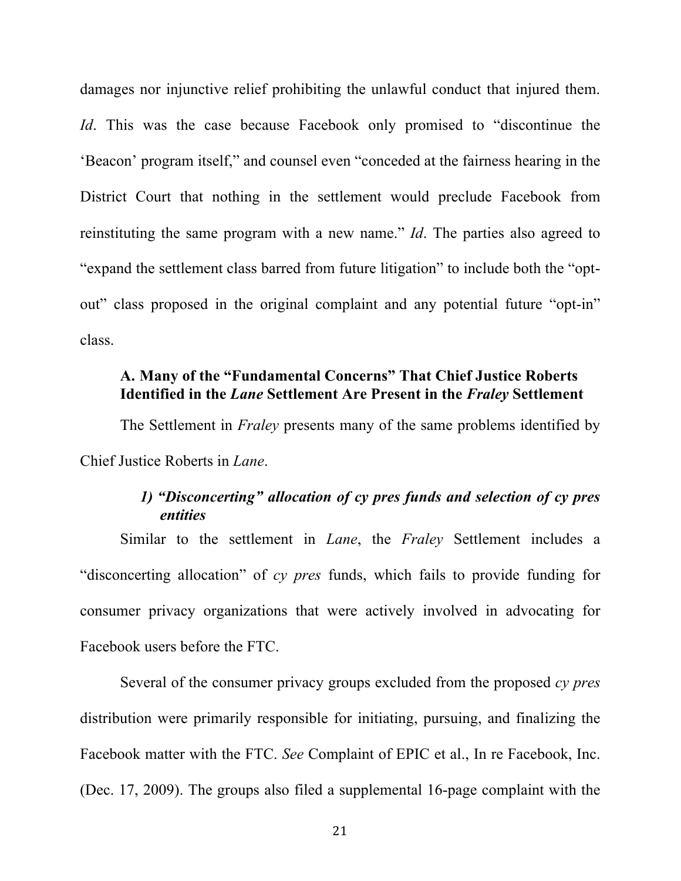damages nor injunctive relief prohibiting the unlawful conduct that injured them. *Id*. This was the case because Facebook only promised to "discontinue the 'Beacon' program itself," and counsel even "conceded at the fairness hearing in the District Court that nothing in the settlement would preclude Facebook from reinstituting the same program with a new name." *Id*. The parties also agreed to "expand the settlement class barred from future litigation" to include both the "opt-out" class proposed in the original complaint and any potential future "opt-in" class.

### A. Many of the "Fundamental Concerns" That Chief Justice Roberts Identified in the *Lane* Settlement Are Present in the *Fraley* Settlement

The Settlement in *Fraley* presents many of the same problems identified by Chief Justice Roberts in *Lane*.

#### *1) "Disconcerting" allocation of cy pres funds and selection of cy pres entities*

Similar to the settlement in *Lane*, the *Fraley* Settlement includes a "disconcerting allocation" of *cy pres* funds, which fails to provide funding for consumer privacy organizations that were actively involved in advocating for Facebook users before the FTC.

Several of the consumer privacy groups excluded from the proposed *cy pres* distribution were primarily responsible for initiating, pursuing, and finalizing the Facebook matter with the FTC. *See* Complaint of EPIC et al., In re Facebook, Inc. (Dec. 17, 2009). The groups also filed a supplemental 16-page complaint with the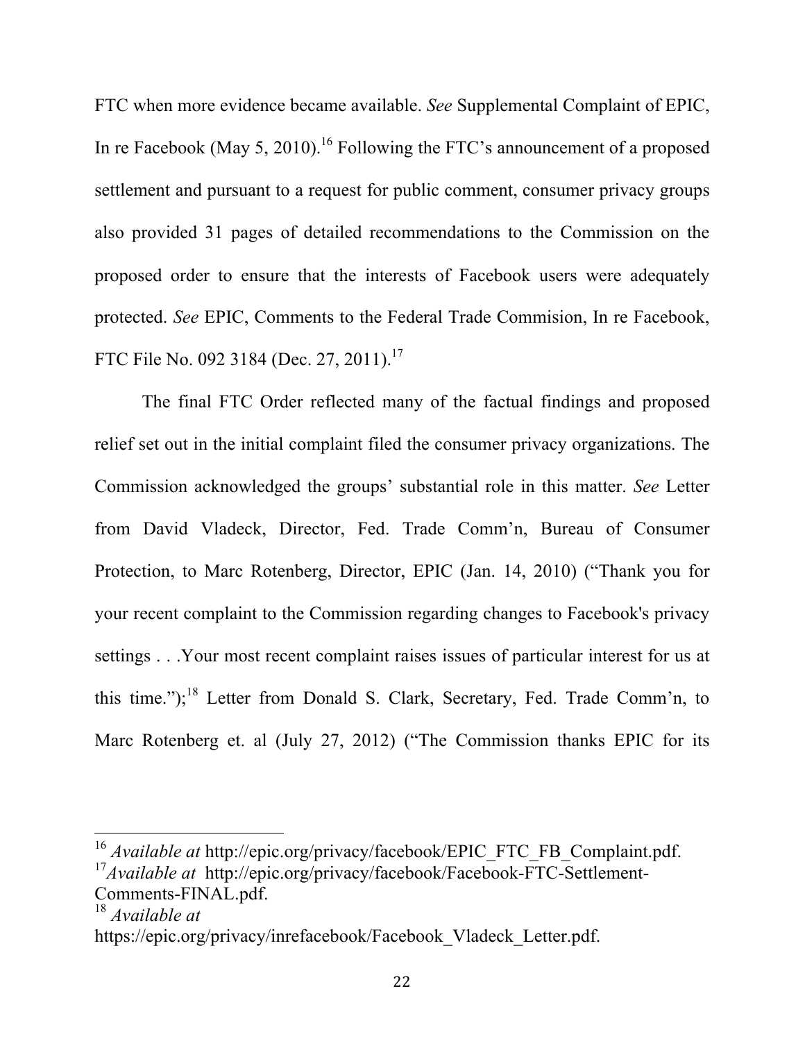FTC when more evidence became available. *See* Supplemental Complaint of EPIC, In re Facebook (May 5, 2010).[16] Following the FTC's announcement of a proposed settlement and pursuant to a request for public comment, consumer privacy groups also provided 31 pages of detailed recommendations to the Commission on the proposed order to ensure that the interests of Facebook users were adequately protected. *See* EPIC, Comments to the Federal Trade Commision, In re Facebook, FTC File No. 092 3184 (Dec. 27, 2011).[17]

The final FTC Order reflected many of the factual findings and proposed relief set out in the initial complaint filed the consumer privacy organizations. The Commission acknowledged the groups' substantial role in this matter. *See* Letter from David Vladeck, Director, Fed. Trade Comm'n, Bureau of Consumer Protection, to Marc Rotenberg, Director, EPIC (Jan. 14, 2010) ("Thank you for your recent complaint to the Commission regarding changes to Facebook's privacy settings . . .Your most recent complaint raises issues of particular interest for us at this time.");[18] Letter from Donald S. Clark, Secretary, Fed. Trade Comm'n, to Marc Rotenberg et. al (July 27, 2012) ("The Commission thanks EPIC for its

---

[16] *Available at* http://epic.org/privacy/facebook/EPIC_FTC_FB_Complaint.pdf.

[17] *Available at* http://epic.org/privacy/facebook/Facebook-FTC-Settlement-Comments-FINAL.pdf.

[18] *Available at* https://epic.org/privacy/inrefacebook/Facebook_Vladeck_Letter.pdf.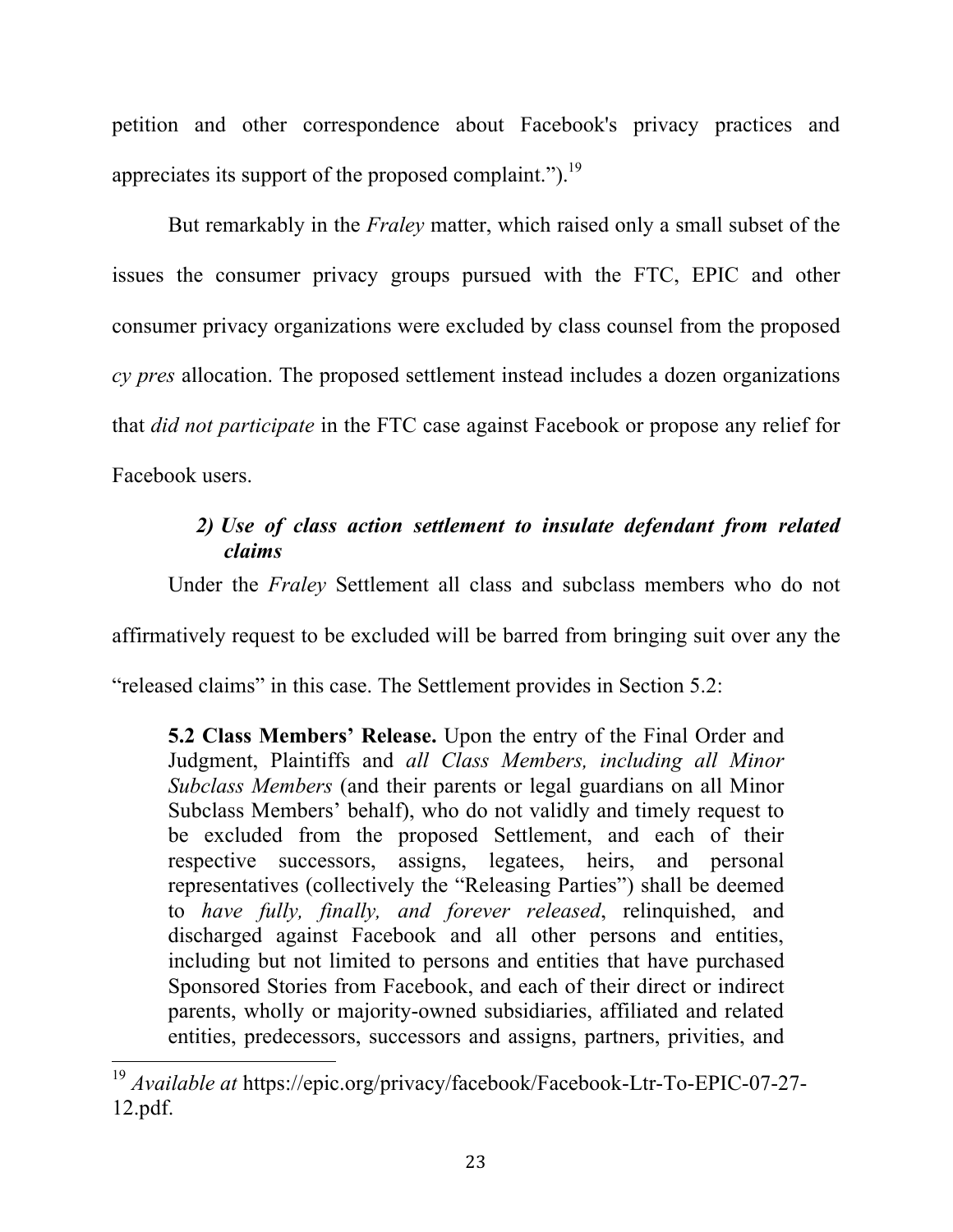petition and other correspondence about Facebook's privacy practices and appreciates its support of the proposed complaint.").[19]

But remarkably in the *Fraley* matter, which raised only a small subset of the issues the consumer privacy groups pursued with the FTC, EPIC and other consumer privacy organizations were excluded by class counsel from the proposed *cy pres* allocation. The proposed settlement instead includes a dozen organizations that *did not participate* in the FTC case against Facebook or propose any relief for Facebook users.

#### *2) Use of class action settlement to insulate defendant from related claims*

Under the *Fraley* Settlement all class and subclass members who do not affirmatively request to be excluded will be barred from bringing suit over any the "released claims" in this case. The Settlement provides in Section 5.2:

> **5.2 Class Members' Release.** Upon the entry of the Final Order and Judgment, Plaintiffs and *all Class Members, including all Minor Subclass Members* (and their parents or legal guardians on all Minor Subclass Members' behalf), who do not validly and timely request to be excluded from the proposed Settlement, and each of their respective successors, assigns, legatees, heirs, and personal representatives (collectively the "Releasing Parties") shall be deemed to *have fully, finally, and forever released*, relinquished, and discharged against Facebook and all other persons and entities, including but not limited to persons and entities that have purchased Sponsored Stories from Facebook, and each of their direct or indirect parents, wholly or majority-owned subsidiaries, affiliated and related entities, predecessors, successors and assigns, partners, privities, and

[19] *Available at* https://epic.org/privacy/facebook/Facebook-Ltr-To-EPIC-07-27-12.pdf.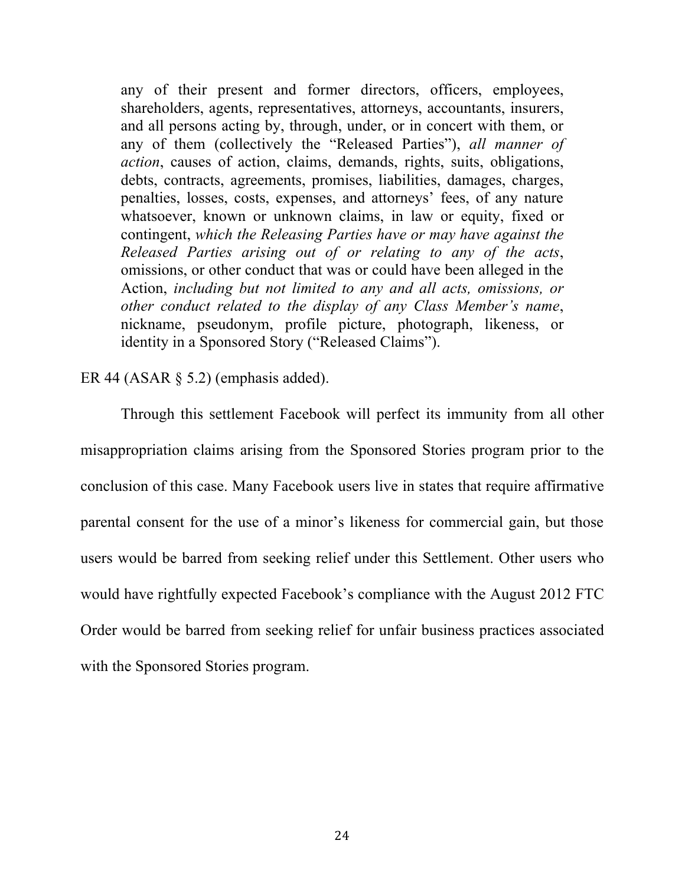> any of their present and former directors, officers, employees, shareholders, agents, representatives, attorneys, accountants, insurers, and all persons acting by, through, under, or in concert with them, or any of them (collectively the "Released Parties"), *all manner of action*, causes of action, claims, demands, rights, suits, obligations, debts, contracts, agreements, promises, liabilities, damages, charges, penalties, losses, costs, expenses, and attorneys' fees, of any nature whatsoever, known or unknown claims, in law or equity, fixed or contingent, *which the Releasing Parties have or may have against the Released Parties arising out of or relating to any of the acts*, omissions, or other conduct that was or could have been alleged in the Action, *including but not limited to any and all acts, omissions, or other conduct related to the display of any Class Member's name*, nickname, pseudonym, profile picture, photograph, likeness, or identity in a Sponsored Story ("Released Claims").

ER 44 (ASAR § 5.2) (emphasis added).

Through this settlement Facebook will perfect its immunity from all other misappropriation claims arising from the Sponsored Stories program prior to the conclusion of this case. Many Facebook users live in states that require affirmative parental consent for the use of a minor's likeness for commercial gain, but those users would be barred from seeking relief under this Settlement. Other users who would have rightfully expected Facebook's compliance with the August 2012 FTC Order would be barred from seeking relief for unfair business practices associated with the Sponsored Stories program.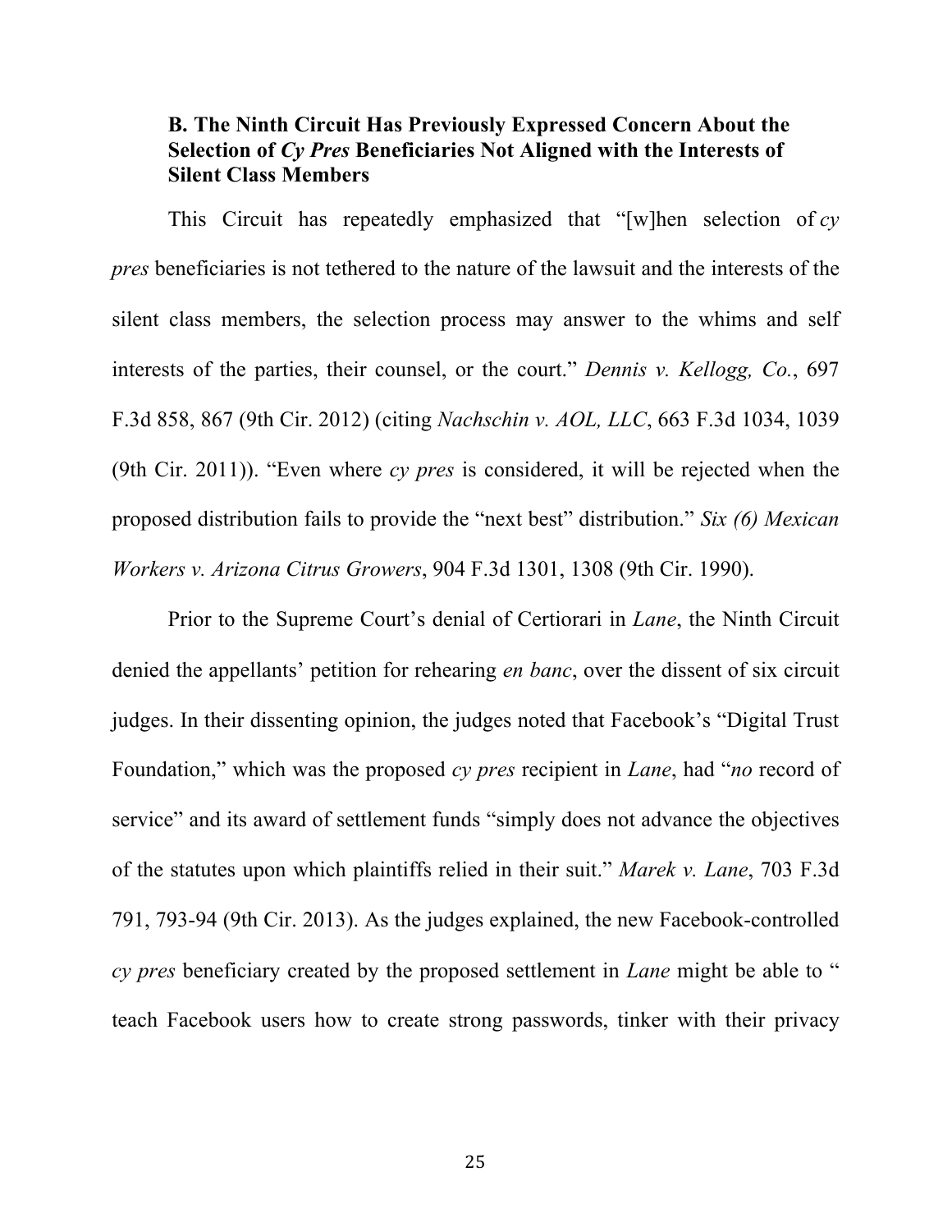### B. The Ninth Circuit Has Previously Expressed Concern About the Selection of *Cy Pres* Beneficiaries Not Aligned with the Interests of Silent Class Members

This Circuit has repeatedly emphasized that "[w]hen selection of *cy pres* beneficiaries is not tethered to the nature of the lawsuit and the interests of the silent class members, the selection process may answer to the whims and self interests of the parties, their counsel, or the court." *Dennis v. Kellogg, Co.*, 697 F.3d 858, 867 (9th Cir. 2012) (citing *Nachschin v. AOL, LLC*, 663 F.3d 1034, 1039 (9th Cir. 2011)). "Even where *cy pres* is considered, it will be rejected when the proposed distribution fails to provide the "next best" distribution." *Six (6) Mexican Workers v. Arizona Citrus Growers*, 904 F.3d 1301, 1308 (9th Cir. 1990).

Prior to the Supreme Court's denial of Certiorari in *Lane*, the Ninth Circuit denied the appellants' petition for rehearing *en banc*, over the dissent of six circuit judges. In their dissenting opinion, the judges noted that Facebook's "Digital Trust Foundation," which was the proposed *cy pres* recipient in *Lane*, had "*no* record of service" and its award of settlement funds "simply does not advance the objectives of the statutes upon which plaintiffs relied in their suit." *Marek v. Lane*, 703 F.3d 791, 793-94 (9th Cir. 2013). As the judges explained, the new Facebook-controlled *cy pres* beneficiary created by the proposed settlement in *Lane* might be able to " teach Facebook users how to create strong passwords, tinker with their privacy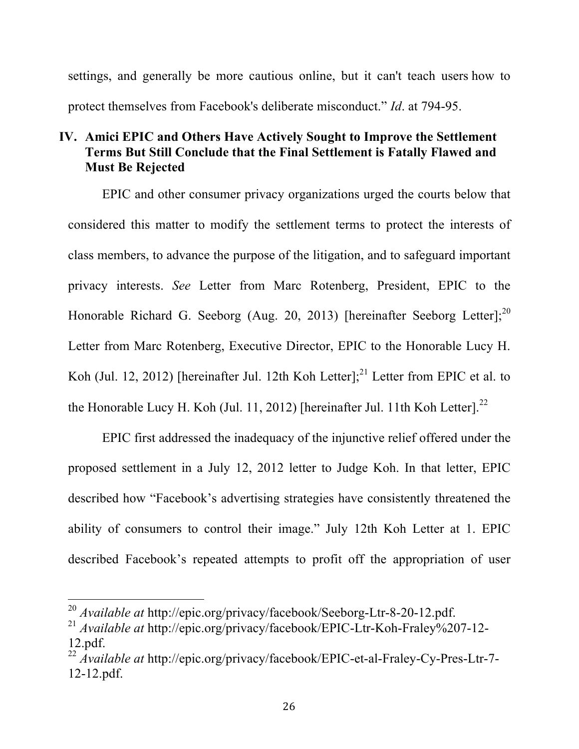settings, and generally be more cautious online, but it can't teach users how to protect themselves from Facebook's deliberate misconduct." *Id*. at 794-95.

## IV. Amici EPIC and Others Have Actively Sought to Improve the Settlement Terms But Still Conclude that the Final Settlement is Fatally Flawed and Must Be Rejected

EPIC and other consumer privacy organizations urged the courts below that considered this matter to modify the settlement terms to protect the interests of class members, to advance the purpose of the litigation, and to safeguard important privacy interests. *See* Letter from Marc Rotenberg, President, EPIC to the Honorable Richard G. Seeborg (Aug. 20, 2013) [hereinafter Seeborg Letter];[20] Letter from Marc Rotenberg, Executive Director, EPIC to the Honorable Lucy H. Koh (Jul. 12, 2012) [hereinafter Jul. 12th Koh Letter];[21] Letter from EPIC et al. to the Honorable Lucy H. Koh (Jul. 11, 2012) [hereinafter Jul. 11th Koh Letter].[22]

EPIC first addressed the inadequacy of the injunctive relief offered under the proposed settlement in a July 12, 2012 letter to Judge Koh. In that letter, EPIC described how "Facebook's advertising strategies have consistently threatened the ability of consumers to control their image." July 12th Koh Letter at 1. EPIC described Facebook's repeated attempts to profit off the appropriation of user

---

[20] *Available at* http://epic.org/privacy/facebook/Seeborg-Ltr-8-20-12.pdf.

[21] *Available at* http://epic.org/privacy/facebook/EPIC-Ltr-Koh-Fraley%207-12-12.pdf.

[22] *Available at* http://epic.org/privacy/facebook/EPIC-et-al-Fraley-Cy-Pres-Ltr-7-12-12.pdf.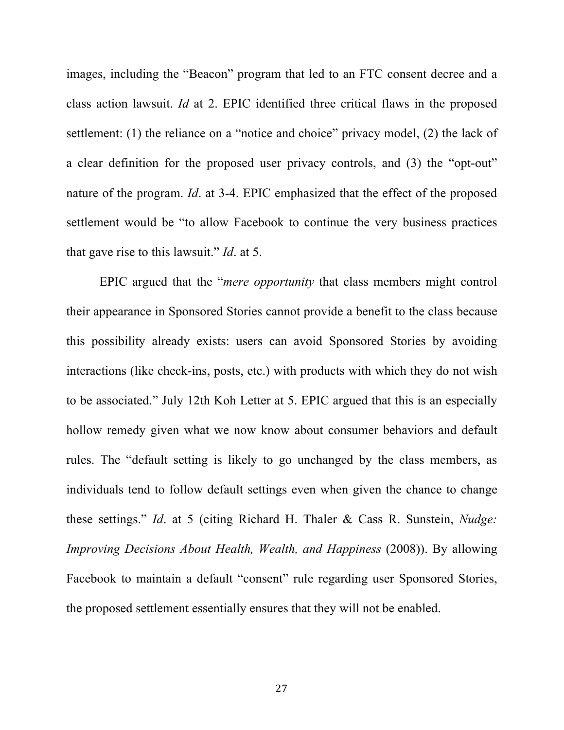images, including the "Beacon" program that led to an FTC consent decree and a class action lawsuit. *Id* at 2. EPIC identified three critical flaws in the proposed settlement: (1) the reliance on a "notice and choice" privacy model, (2) the lack of a clear definition for the proposed user privacy controls, and (3) the "opt-out" nature of the program. *Id*. at 3-4. EPIC emphasized that the effect of the proposed settlement would be "to allow Facebook to continue the very business practices that gave rise to this lawsuit." *Id*. at 5.

EPIC argued that the "*mere opportunity* that class members might control their appearance in Sponsored Stories cannot provide a benefit to the class because this possibility already exists: users can avoid Sponsored Stories by avoiding interactions (like check-ins, posts, etc.) with products with which they do not wish to be associated." July 12th Koh Letter at 5. EPIC argued that this is an especially hollow remedy given what we now know about consumer behaviors and default rules. The "default setting is likely to go unchanged by the class members, as individuals tend to follow default settings even when given the chance to change these settings." *Id*. at 5 (citing Richard H. Thaler & Cass R. Sunstein, *Nudge: Improving Decisions About Health, Wealth, and Happiness* (2008)). By allowing Facebook to maintain a default "consent" rule regarding user Sponsored Stories, the proposed settlement essentially ensures that they will not be enabled.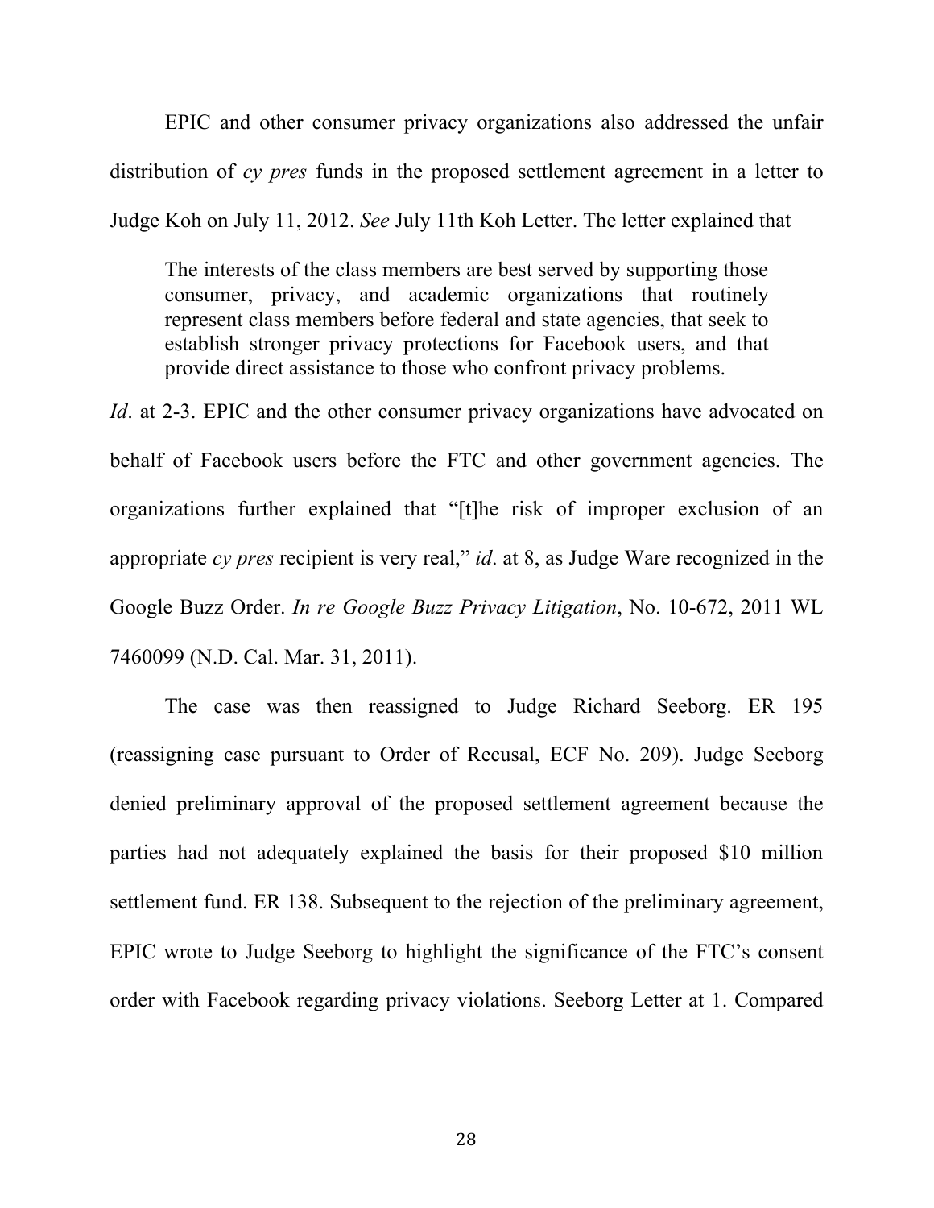EPIC and other consumer privacy organizations also addressed the unfair distribution of *cy pres* funds in the proposed settlement agreement in a letter to Judge Koh on July 11, 2012. *See* July 11th Koh Letter. The letter explained that

> The interests of the class members are best served by supporting those consumer, privacy, and academic organizations that routinely represent class members before federal and state agencies, that seek to establish stronger privacy protections for Facebook users, and that provide direct assistance to those who confront privacy problems.

*Id*. at 2-3. EPIC and the other consumer privacy organizations have advocated on behalf of Facebook users before the FTC and other government agencies. The organizations further explained that "[t]he risk of improper exclusion of an appropriate *cy pres* recipient is very real," *id*. at 8, as Judge Ware recognized in the Google Buzz Order. *In re Google Buzz Privacy Litigation*, No. 10-672, 2011 WL 7460099 (N.D. Cal. Mar. 31, 2011).

The case was then reassigned to Judge Richard Seeborg. ER 195 (reassigning case pursuant to Order of Recusal, ECF No. 209). Judge Seeborg denied preliminary approval of the proposed settlement agreement because the parties had not adequately explained the basis for their proposed $10 million settlement fund. ER 138. Subsequent to the rejection of the preliminary agreement, EPIC wrote to Judge Seeborg to highlight the significance of the FTC's consent order with Facebook regarding privacy violations. Seeborg Letter at 1. Compared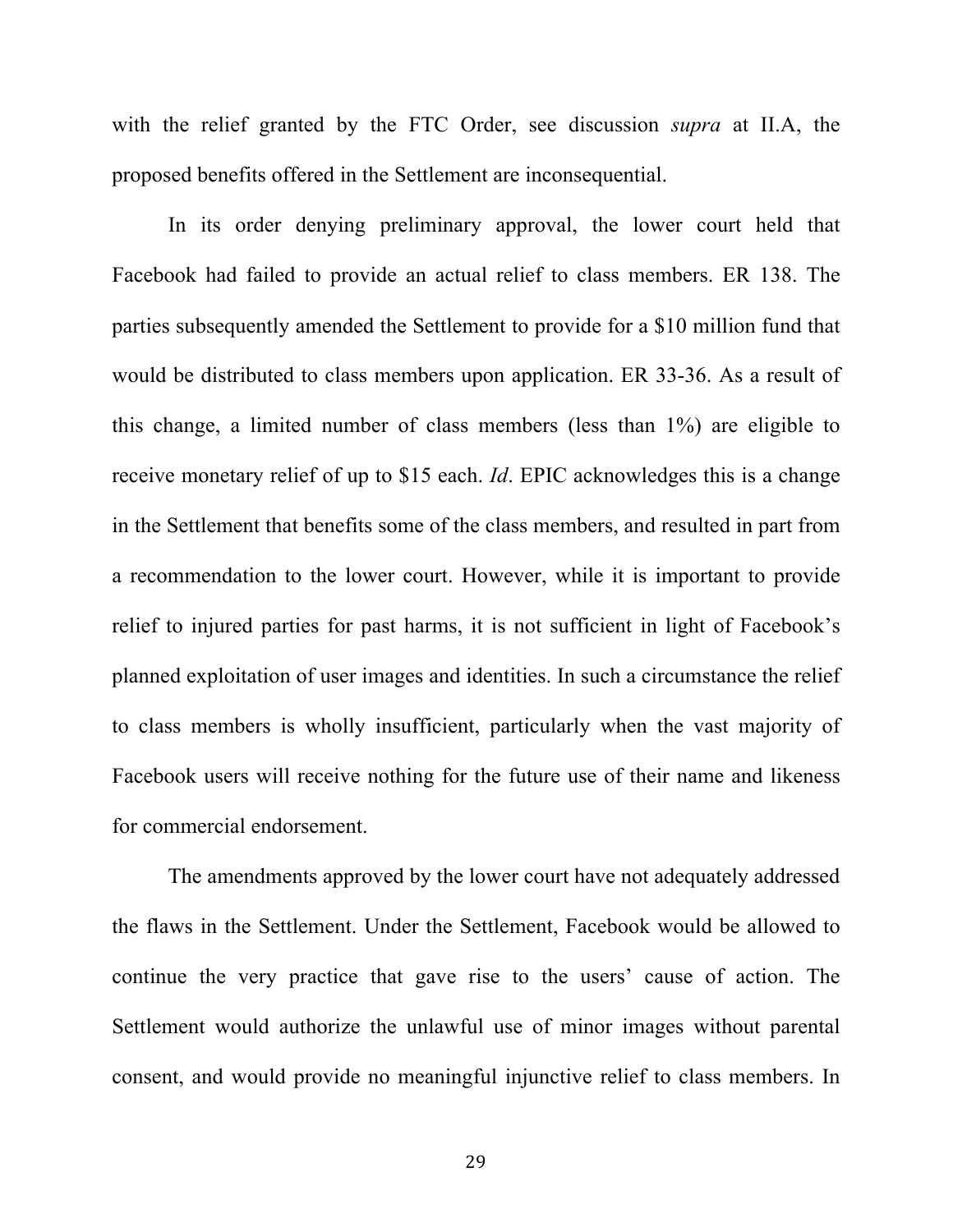with the relief granted by the FTC Order, see discussion *supra* at II.A, the proposed benefits offered in the Settlement are inconsequential.

In its order denying preliminary approval, the lower court held that Facebook had failed to provide an actual relief to class members. ER 138. The parties subsequently amended the Settlement to provide for a $10 million fund that would be distributed to class members upon application. ER 33-36. As a result of this change, a limited number of class members (less than 1%) are eligible to receive monetary relief of up to $15 each. *Id*. EPIC acknowledges this is a change in the Settlement that benefits some of the class members, and resulted in part from a recommendation to the lower court. However, while it is important to provide relief to injured parties for past harms, it is not sufficient in light of Facebook's planned exploitation of user images and identities. In such a circumstance the relief to class members is wholly insufficient, particularly when the vast majority of Facebook users will receive nothing for the future use of their name and likeness for commercial endorsement.

The amendments approved by the lower court have not adequately addressed the flaws in the Settlement. Under the Settlement, Facebook would be allowed to continue the very practice that gave rise to the users' cause of action. The Settlement would authorize the unlawful use of minor images without parental consent, and would provide no meaningful injunctive relief to class members. In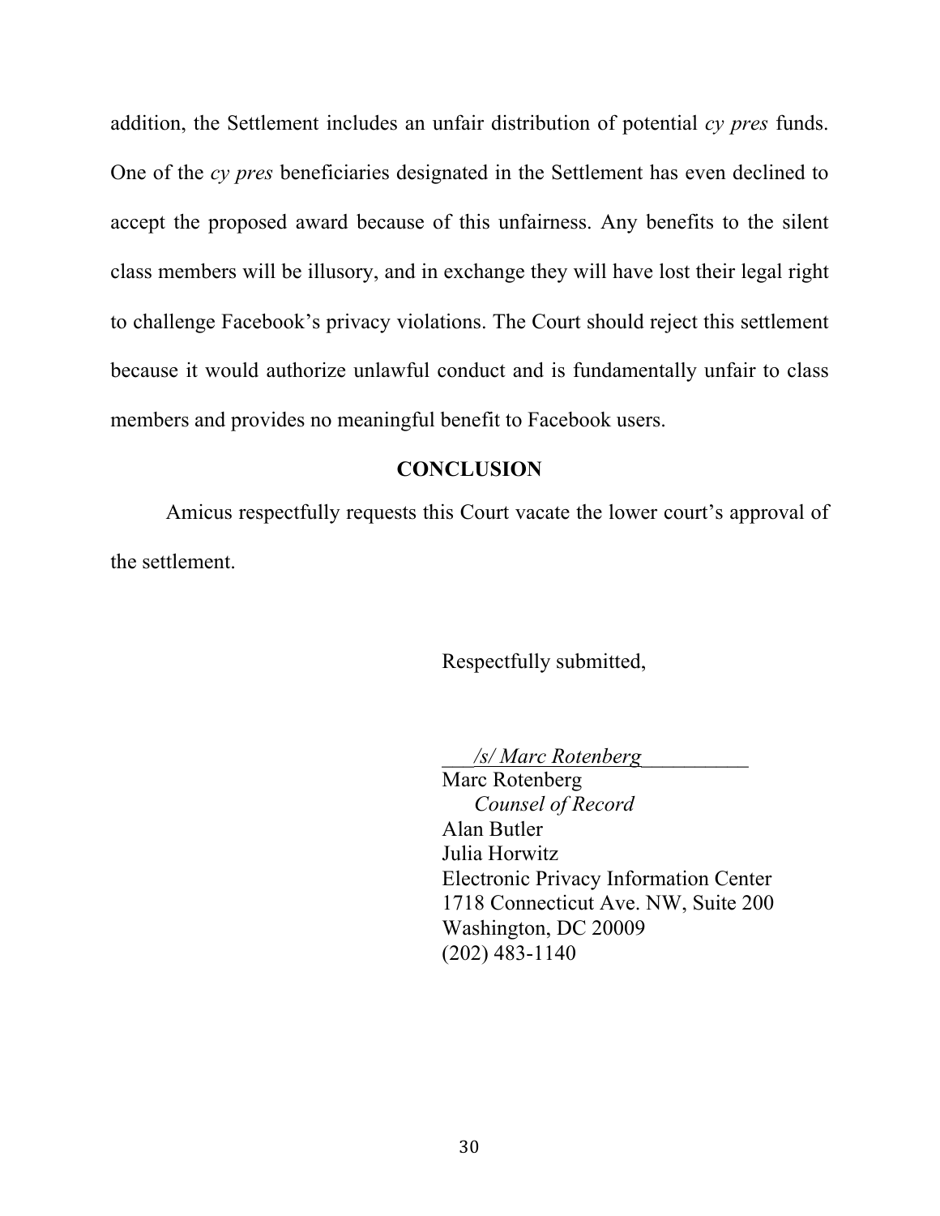addition, the Settlement includes an unfair distribution of potential *cy pres* funds. One of the *cy pres* beneficiaries designated in the Settlement has even declined to accept the proposed award because of this unfairness. Any benefits to the silent class members will be illusory, and in exchange they will have lost their legal right to challenge Facebook's privacy violations. The Court should reject this settlement because it would authorize unlawful conduct and is fundamentally unfair to class members and provides no meaningful benefit to Facebook users.

## CONCLUSION

Amicus respectfully requests this Court vacate the lower court's approval of the settlement.

Respectfully submitted,

*/s/ Marc Rotenberg*

Marc Rotenberg
*Counsel of Record*
Alan Butler
Julia Horwitz
Electronic Privacy Information Center
1718 Connecticut Ave. NW, Suite 200
Washington, DC 20009
(202) 483-1140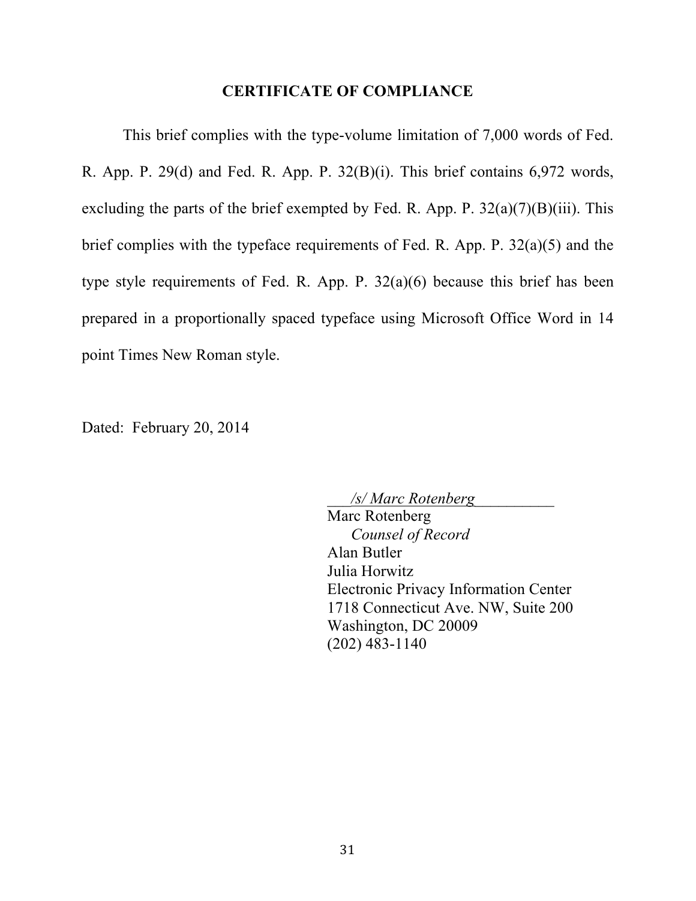## CERTIFICATE OF COMPLIANCE

This brief complies with the type-volume limitation of 7,000 words of Fed. R. App. P. 29(d) and Fed. R. App. P. 32(B)(i). This brief contains 6,972 words, excluding the parts of the brief exempted by Fed. R. App. P. 32(a)(7)(B)(iii). This brief complies with the typeface requirements of Fed. R. App. P. 32(a)(5) and the type style requirements of Fed. R. App. P. 32(a)(6) because this brief has been prepared in a proportionally spaced typeface using Microsoft Office Word in 14 point Times New Roman style.

Dated: February 20, 2014

*/s/ Marc Rotenberg*
Marc Rotenberg
*Counsel of Record*
Alan Butler
Julia Horwitz
Electronic Privacy Information Center
1718 Connecticut Ave. NW, Suite 200
Washington, DC 20009
(202) 483-1140